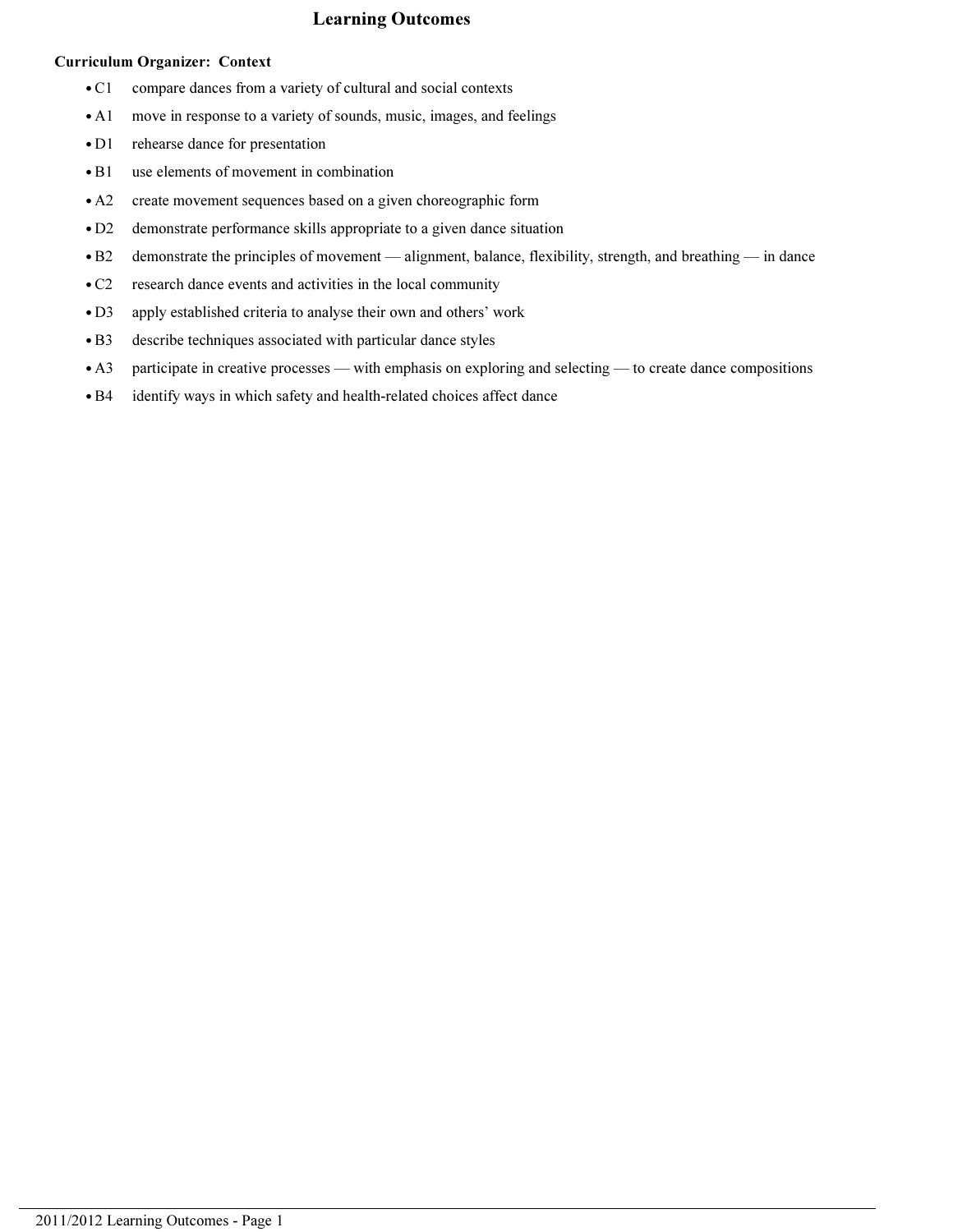# Learning Outcomes

**Curriculum Organizer: Context**

- C1 compare dances from a variety of cultural and social contexts
- A1 move in response to a variety of sounds, music, images, and feelings
- D1 rehearse dance for presentation
- B1 use elements of movement in combination
- A2 create movement sequences based on a given choreographic form
- D2 demonstrate performance skills appropriate to a given dance situation
- B2 demonstrate the principles of movement — alignment, balance, flexibility, strength, and breathing — in dance
- C2 research dance events and activities in the local community
- D3 apply established criteria to analyse their own and others' work
- B3 describe techniques associated with particular dance styles
- A3 participate in creative processes — with emphasis on exploring and selecting — to create dance compositions
- B4 identify ways in which safety and health-related choices affect dance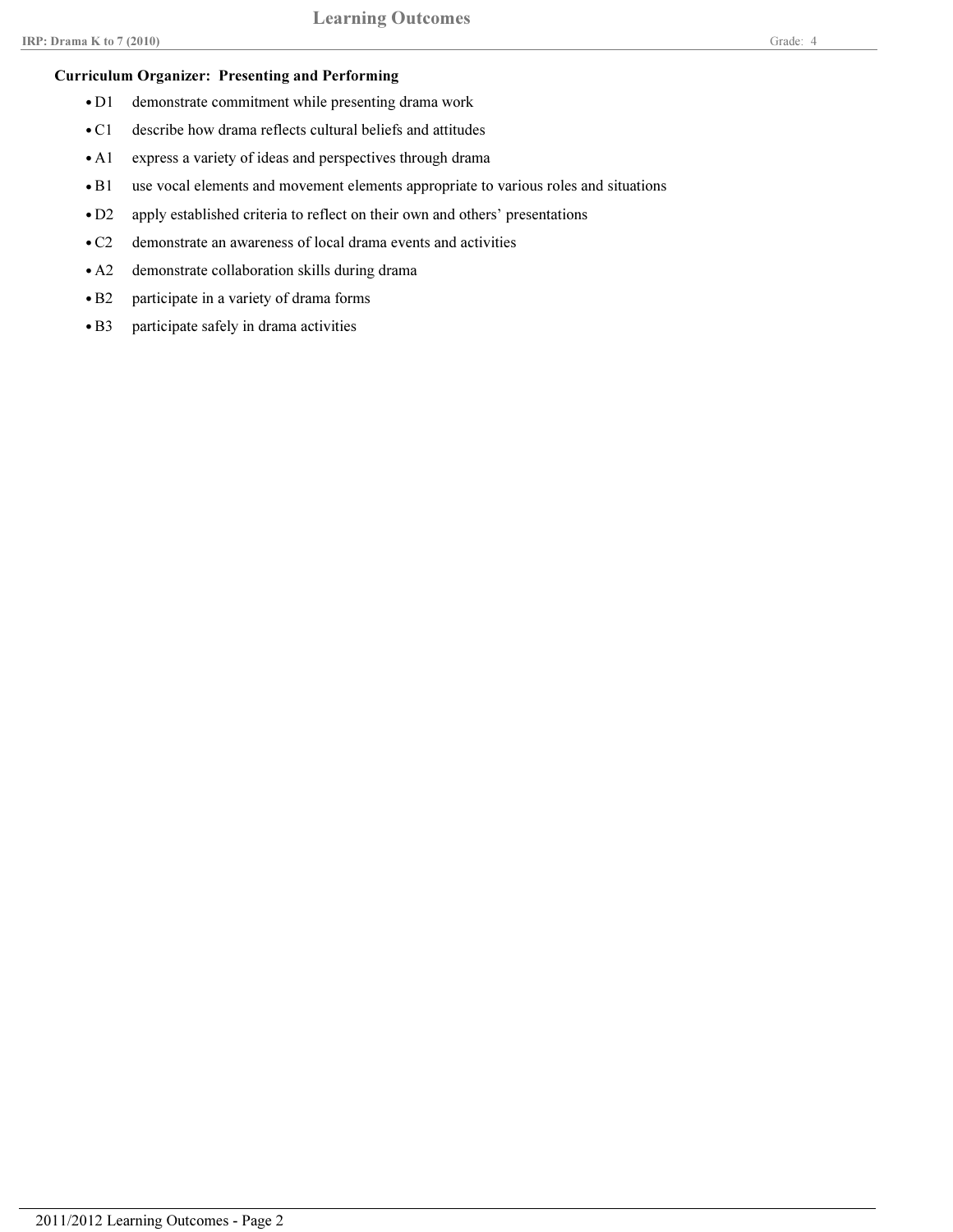**Curriculum Organizer: Presenting and Performing**

- D1 demonstrate commitment while presenting drama work
- C1 describe how drama reflects cultural beliefs and attitudes
- A1 express a variety of ideas and perspectives through drama
- B1 use vocal elements and movement elements appropriate to various roles and situations
- D2 apply established criteria to reflect on their own and others' presentations
- C2 demonstrate an awareness of local drama events and activities
- A2 demonstrate collaboration skills during drama
- B2 participate in a variety of drama forms
- B3 participate safely in drama activities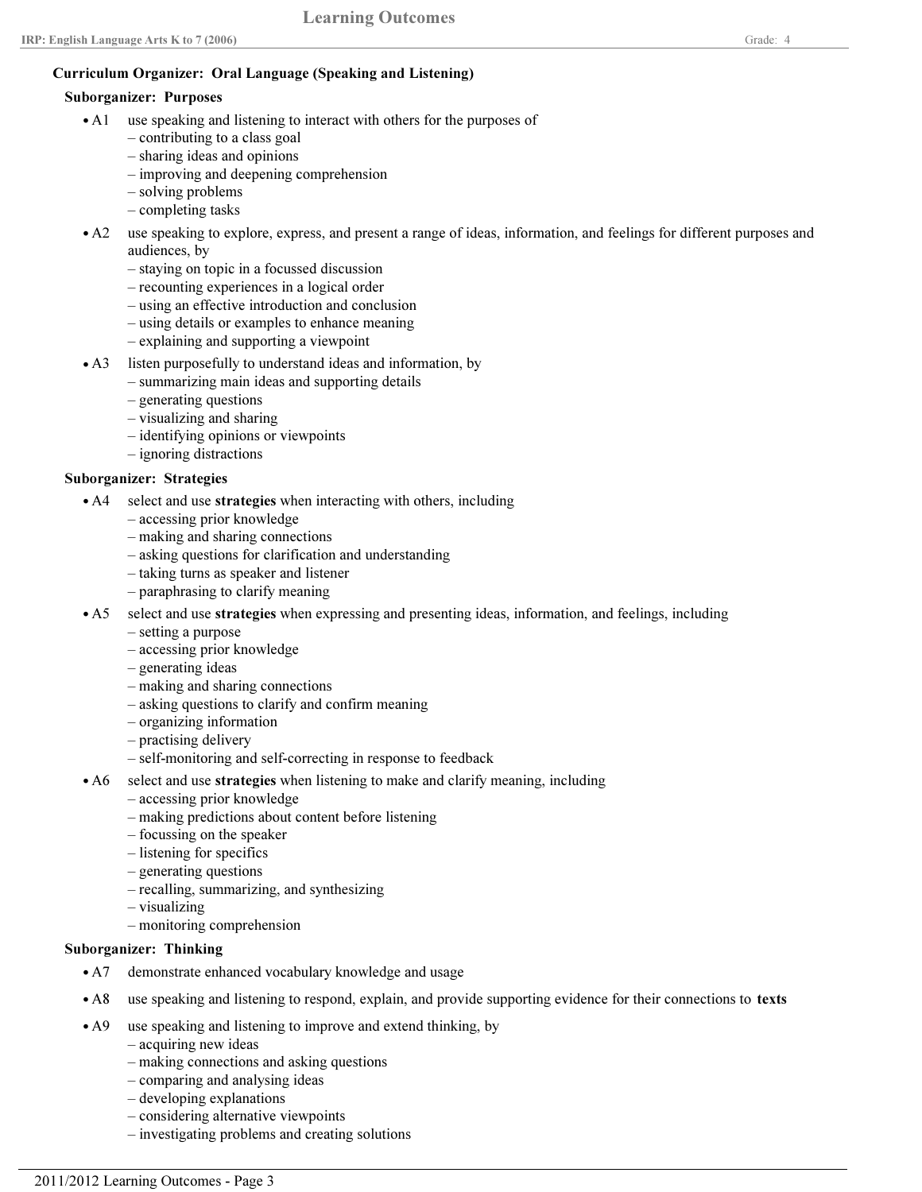**Curriculum Organizer: Oral Language (Speaking and Listening)**

**Suborganizer: Purposes**

- A1 use speaking and listening to interact with others for the purposes of
  - – contributing to a class goal
  - – sharing ideas and opinions
  - – improving and deepening comprehension
  - – solving problems
  - – completing tasks
- A2 use speaking to explore, express, and present a range of ideas, information, and feelings for different purposes and audiences, by
  - – staying on topic in a focussed discussion
  - – recounting experiences in a logical order
  - – using an effective introduction and conclusion
  - – using details or examples to enhance meaning
  - – explaining and supporting a viewpoint
- A3 listen purposefully to understand ideas and information, by
  - – summarizing main ideas and supporting details
  - – generating questions
  - – visualizing and sharing
  - – identifying opinions or viewpoints
  - – ignoring distractions

**Suborganizer: Strategies**

- A4 select and use **strategies** when interacting with others, including
  - – accessing prior knowledge
  - – making and sharing connections
  - – asking questions for clarification and understanding
  - – taking turns as speaker and listener
  - – paraphrasing to clarify meaning
- A5 select and use **strategies** when expressing and presenting ideas, information, and feelings, including
  - – setting a purpose
  - – accessing prior knowledge
  - – generating ideas
  - – making and sharing connections
  - – asking questions to clarify and confirm meaning
  - – organizing information
  - – practising delivery
  - – self-monitoring and self-correcting in response to feedback
- A6 select and use **strategies** when listening to make and clarify meaning, including
  - – accessing prior knowledge
  - – making predictions about content before listening
  - – focussing on the speaker
  - – listening for specifics
  - – generating questions
  - – recalling, summarizing, and synthesizing
  - – visualizing
  - – monitoring comprehension

**Suborganizer: Thinking**

- A7 demonstrate enhanced vocabulary knowledge and usage
- A8 use speaking and listening to respond, explain, and provide supporting evidence for their connections to **texts**
- A9 use speaking and listening to improve and extend thinking, by
  - – acquiring new ideas
  - – making connections and asking questions
  - – comparing and analysing ideas
  - – developing explanations
  - – considering alternative viewpoints
  - – investigating problems and creating solutions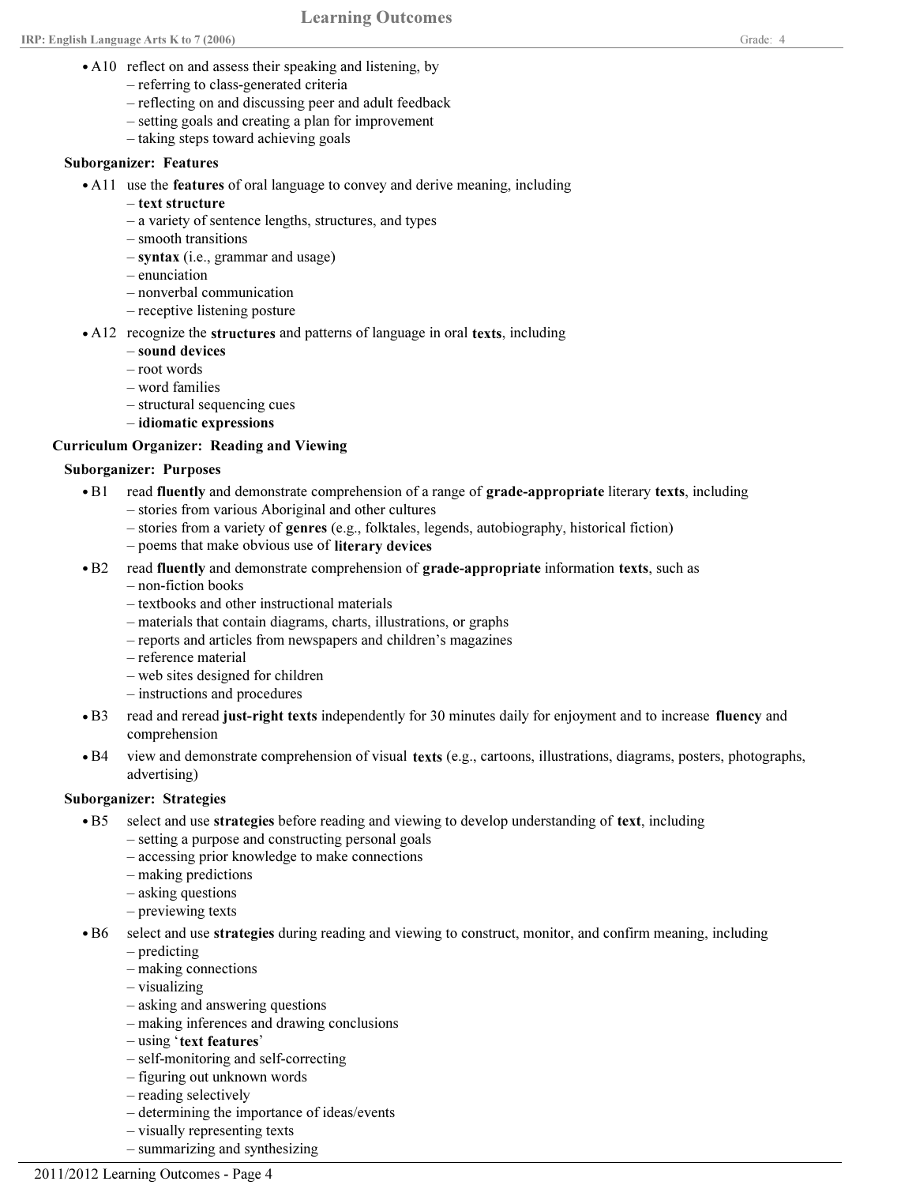- A10 reflect on and assess their speaking and listening, by
  - referring to class-generated criteria
  - reflecting on and discussing peer and adult feedback
  - setting goals and creating a plan for improvement
  - taking steps toward achieving goals

**Suborganizer: Features**

- A11 use the **features** of oral language to convey and derive meaning, including
  - **text structure**
  - a variety of sentence lengths, structures, and types
  - smooth transitions
  - **syntax** (i.e., grammar and usage)
  - enunciation
  - nonverbal communication
  - receptive listening posture
- A12 recognize the **structures** and patterns of language in oral **texts**, including
  - **sound devices**
  - root words
  - word families
  - structural sequencing cues
  - **idiomatic expressions**

**Curriculum Organizer: Reading and Viewing**

**Suborganizer: Purposes**

- B1 read **fluently** and demonstrate comprehension of a range of **grade-appropriate** literary **texts**, including
  - stories from various Aboriginal and other cultures
  - stories from a variety of **genres** (e.g., folktales, legends, autobiography, historical fiction)
  - poems that make obvious use of **literary devices**
- B2 read **fluently** and demonstrate comprehension of **grade-appropriate** information **texts**, such as
  - non-fiction books
  - textbooks and other instructional materials
  - materials that contain diagrams, charts, illustrations, or graphs
  - reports and articles from newspapers and children's magazines
  - reference material
  - web sites designed for children
  - instructions and procedures
- B3 read and reread **just-right texts** independently for 30 minutes daily for enjoyment and to increase **fluency** and comprehension
- B4 view and demonstrate comprehension of visual **texts** (e.g., cartoons, illustrations, diagrams, posters, photographs, advertising)

**Suborganizer: Strategies**

- B5 select and use **strategies** before reading and viewing to develop understanding of **text**, including
  - setting a purpose and constructing personal goals
  - accessing prior knowledge to make connections
  - making predictions
  - asking questions
  - previewing texts
- B6 select and use **strategies** during reading and viewing to construct, monitor, and confirm meaning, including
  - predicting
  - making connections
  - visualizing
  - asking and answering questions
  - making inferences and drawing conclusions
  - using '**text features**'
  - self-monitoring and self-correcting
  - figuring out unknown words
  - reading selectively
  - determining the importance of ideas/events
  - visually representing texts
  - summarizing and synthesizing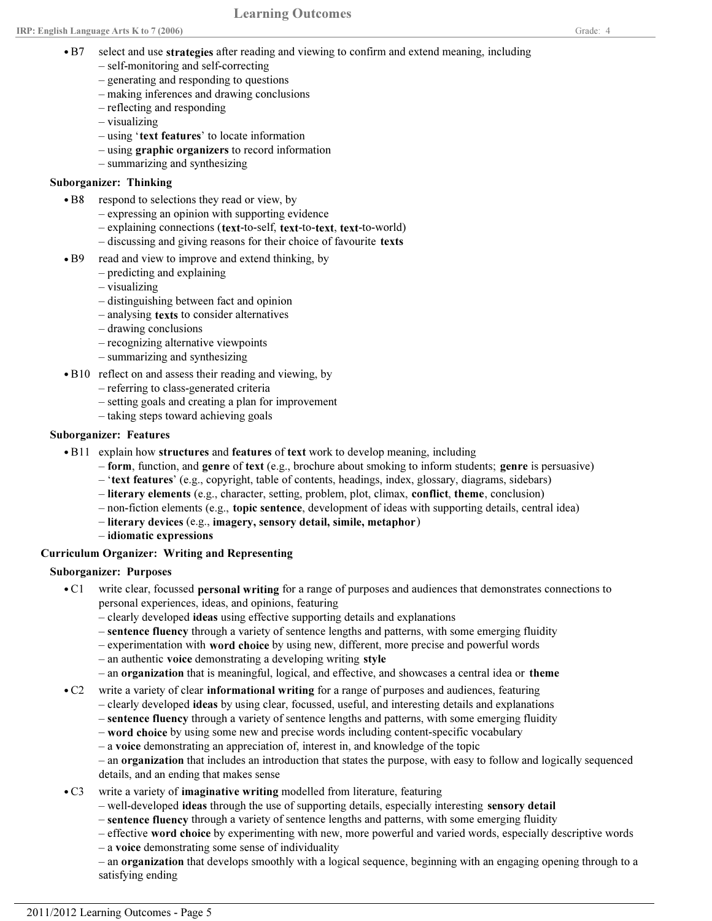- B7 select and use **strategies** after reading and viewing to confirm and extend meaning, including
  - self-monitoring and self-correcting
  - generating and responding to questions
  - making inferences and drawing conclusions
  - reflecting and responding
  - visualizing
  - using '**text features**' to locate information
  - using **graphic organizers** to record information
  - summarizing and synthesizing

**Suborganizer: Thinking**

- B8 respond to selections they read or view, by
  - expressing an opinion with supporting evidence
  - explaining connections (**text**-to-self, **text**-to-**text**, **text**-to-world)
  - discussing and giving reasons for their choice of favourite **texts**
- B9 read and view to improve and extend thinking, by
  - predicting and explaining
  - visualizing
  - distinguishing between fact and opinion
  - analysing **texts** to consider alternatives
  - drawing conclusions
  - recognizing alternative viewpoints
  - summarizing and synthesizing
- B10 reflect on and assess their reading and viewing, by
  - referring to class-generated criteria
  - setting goals and creating a plan for improvement
  - taking steps toward achieving goals

**Suborganizer: Features**

- B11 explain how **structures** and **features** of **text** work to develop meaning, including
  - **form**, function, and **genre** of **text** (e.g., brochure about smoking to inform students; **genre** is persuasive)
  - '**text features**' (e.g., copyright, table of contents, headings, index, glossary, diagrams, sidebars)
  - **literary elements** (e.g., character, setting, problem, plot, climax, **conflict**, **theme**, conclusion)
  - non-fiction elements (e.g., **topic sentence**, development of ideas with supporting details, central idea)
  - **literary devices** (e.g., **imagery, sensory detail, simile, metaphor**)
  - **idiomatic expressions**

**Curriculum Organizer: Writing and Representing**

**Suborganizer: Purposes**

- C1 write clear, focussed **personal writing** for a range of purposes and audiences that demonstrates connections to personal experiences, ideas, and opinions, featuring
  - clearly developed **ideas** using effective supporting details and explanations
  - **sentence fluency** through a variety of sentence lengths and patterns, with some emerging fluidity
  - experimentation with **word choice** by using new, different, more precise and powerful words
  - an authentic **voice** demonstrating a developing writing **style**
  - an **organization** that is meaningful, logical, and effective, and showcases a central idea or **theme**
- C2 write a variety of clear **informational writing** for a range of purposes and audiences, featuring
  - clearly developed **ideas** by using clear, focussed, useful, and interesting details and explanations
  - **sentence fluency** through a variety of sentence lengths and patterns, with some emerging fluidity
  - **word choice** by using some new and precise words including content-specific vocabulary
  - a **voice** demonstrating an appreciation of, interest in, and knowledge of the topic
  - an **organization** that includes an introduction that states the purpose, with easy to follow and logically sequenced details, and an ending that makes sense
- C3 write a variety of **imaginative writing** modelled from literature, featuring
  - well-developed **ideas** through the use of supporting details, especially interesting **sensory detail**
  - **sentence fluency** through a variety of sentence lengths and patterns, with some emerging fluidity
  - effective **word choice** by experimenting with new, more powerful and varied words, especially descriptive words
  - a **voice** demonstrating some sense of individuality
  - an **organization** that develops smoothly with a logical sequence, beginning with an engaging opening through to a satisfying ending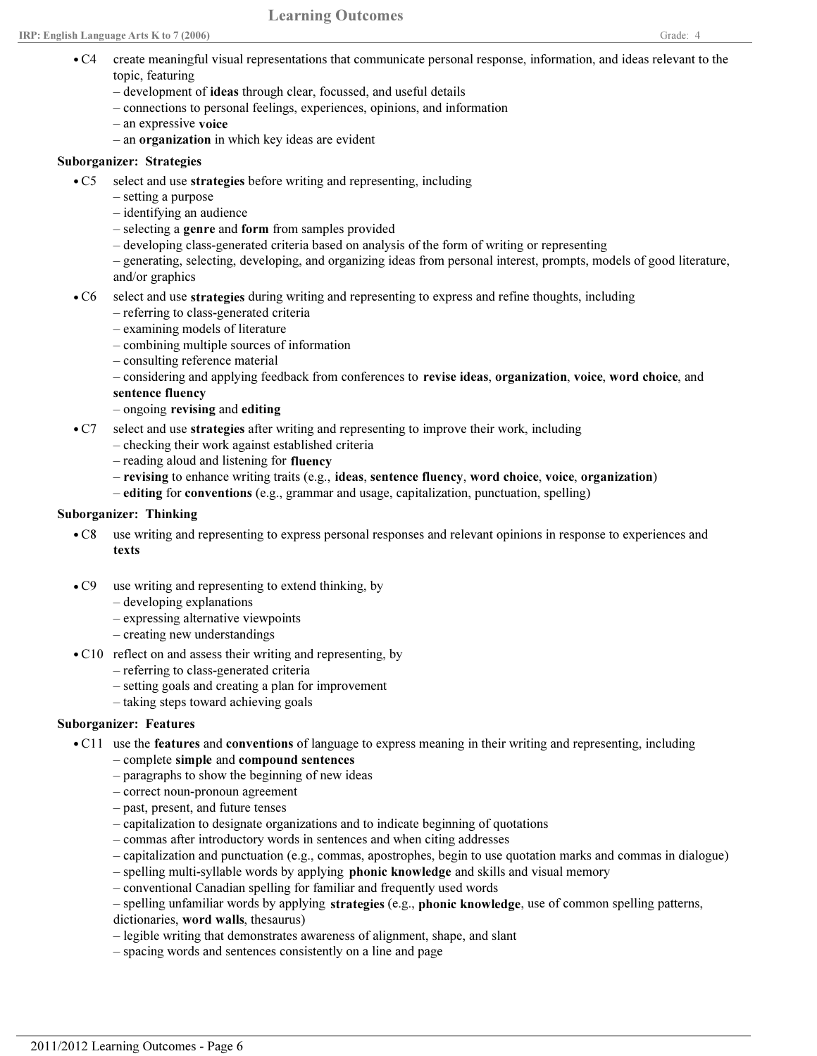- C4 create meaningful visual representations that communicate personal response, information, and ideas relevant to the topic, featuring
  - – development of **ideas** through clear, focussed, and useful details
  - – connections to personal feelings, experiences, opinions, and information
  - – an expressive **voice**
  - – an **organization** in which key ideas are evident

**Suborganizer: Strategies**

- C5 select and use **strategies** before writing and representing, including
  - – setting a purpose
  - – identifying an audience
  - – selecting a **genre** and **form** from samples provided
  - – developing class-generated criteria based on analysis of the form of writing or representing
  - – generating, selecting, developing, and organizing ideas from personal interest, prompts, models of good literature, and/or graphics
- C6 select and use **strategies** during writing and representing to express and refine thoughts, including
  - – referring to class-generated criteria
  - – examining models of literature
  - – combining multiple sources of information
  - – consulting reference material
  - – considering and applying feedback from conferences to **revise ideas**, **organization**, **voice**, **word choice**, and **sentence fluency**
  - – ongoing **revising** and **editing**
- C7 select and use **strategies** after writing and representing to improve their work, including
  - – checking their work against established criteria
  - – reading aloud and listening for **fluency**
  - – **revising** to enhance writing traits (e.g., **ideas**, **sentence fluency**, **word choice**, **voice**, **organization**)
  - – **editing** for **conventions** (e.g., grammar and usage, capitalization, punctuation, spelling)

**Suborganizer: Thinking**

- C8 use writing and representing to express personal responses and relevant opinions in response to experiences and **texts**
- C9 use writing and representing to extend thinking, by
  - – developing explanations
  - – expressing alternative viewpoints
  - – creating new understandings
- C10 reflect on and assess their writing and representing, by
  - – referring to class-generated criteria
  - – setting goals and creating a plan for improvement
  - – taking steps toward achieving goals

**Suborganizer: Features**

- C11 use the **features** and **conventions** of language to express meaning in their writing and representing, including
  - – complete **simple** and **compound sentences**
  - – paragraphs to show the beginning of new ideas
  - – correct noun-pronoun agreement
  - – past, present, and future tenses
  - – capitalization to designate organizations and to indicate beginning of quotations
  - – commas after introductory words in sentences and when citing addresses
  - – capitalization and punctuation (e.g., commas, apostrophes, begin to use quotation marks and commas in dialogue)
  - – spelling multi-syllable words by applying **phonic knowledge** and skills and visual memory
  - – conventional Canadian spelling for familiar and frequently used words
  - – spelling unfamiliar words by applying **strategies** (e.g., **phonic knowledge**, use of common spelling patterns, dictionaries, **word walls**, thesaurus)
  - – legible writing that demonstrates awareness of alignment, shape, and slant
  - – spacing words and sentences consistently on a line and page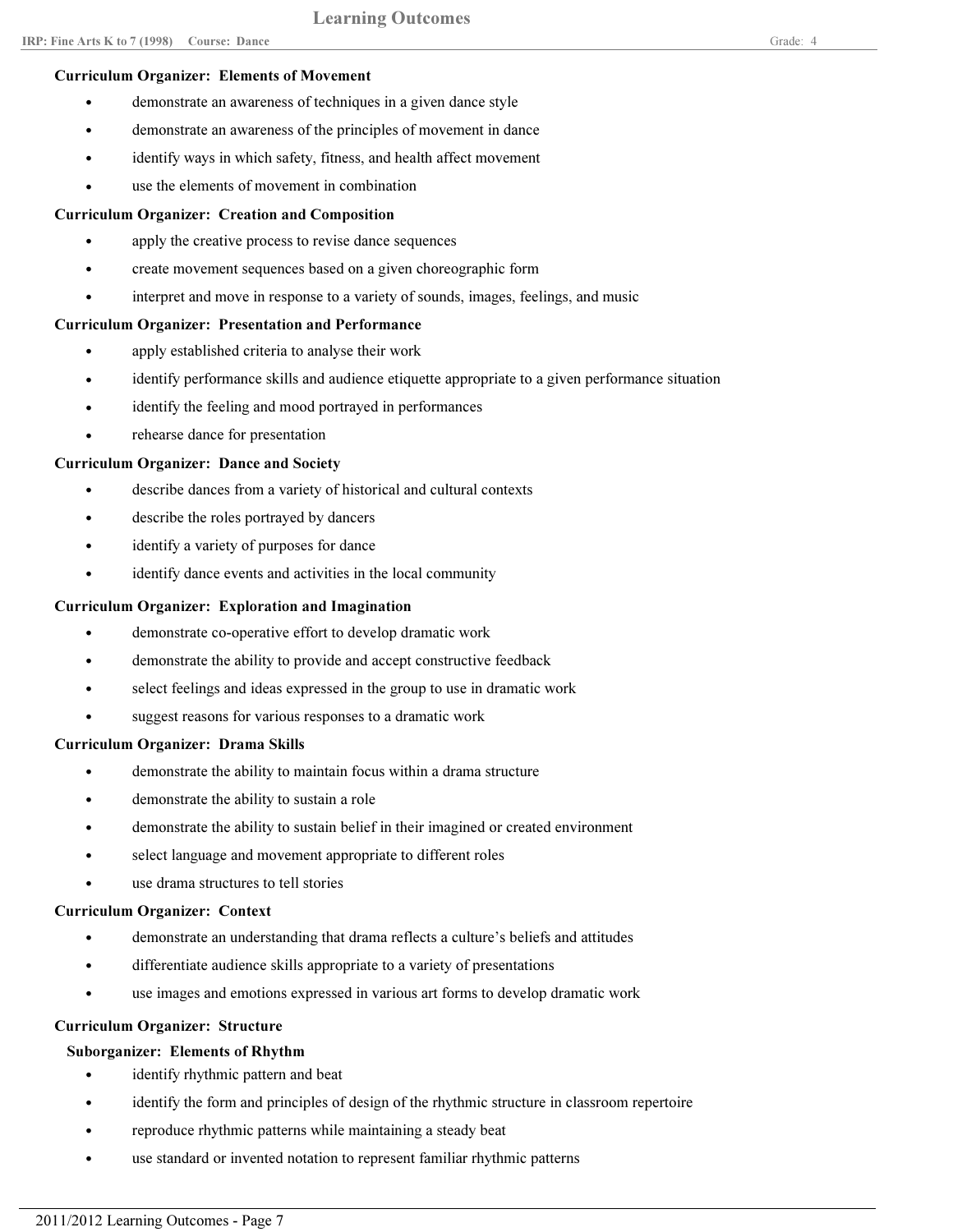## Curriculum Organizer: Elements of Movement

- demonstrate an awareness of techniques in a given dance style
- demonstrate an awareness of the principles of movement in dance
- identify ways in which safety, fitness, and health affect movement
- use the elements of movement in combination

## Curriculum Organizer: Creation and Composition

- apply the creative process to revise dance sequences
- create movement sequences based on a given choreographic form
- interpret and move in response to a variety of sounds, images, feelings, and music

## Curriculum Organizer: Presentation and Performance

- apply established criteria to analyse their work
- identify performance skills and audience etiquette appropriate to a given performance situation
- identify the feeling and mood portrayed in performances
- rehearse dance for presentation

## Curriculum Organizer: Dance and Society

- describe dances from a variety of historical and cultural contexts
- describe the roles portrayed by dancers
- identify a variety of purposes for dance
- identify dance events and activities in the local community

## Curriculum Organizer: Exploration and Imagination

- demonstrate co-operative effort to develop dramatic work
- demonstrate the ability to provide and accept constructive feedback
- select feelings and ideas expressed in the group to use in dramatic work
- suggest reasons for various responses to a dramatic work

## Curriculum Organizer: Drama Skills

- demonstrate the ability to maintain focus within a drama structure
- demonstrate the ability to sustain a role
- demonstrate the ability to sustain belief in their imagined or created environment
- select language and movement appropriate to different roles
- use drama structures to tell stories

## Curriculum Organizer: Context

- demonstrate an understanding that drama reflects a culture's beliefs and attitudes
- differentiate audience skills appropriate to a variety of presentations
- use images and emotions expressed in various art forms to develop dramatic work

## Curriculum Organizer: Structure

### Suborganizer: Elements of Rhythm

- identify rhythmic pattern and beat
- identify the form and principles of design of the rhythmic structure in classroom repertoire
- reproduce rhythmic patterns while maintaining a steady beat
- use standard or invented notation to represent familiar rhythmic patterns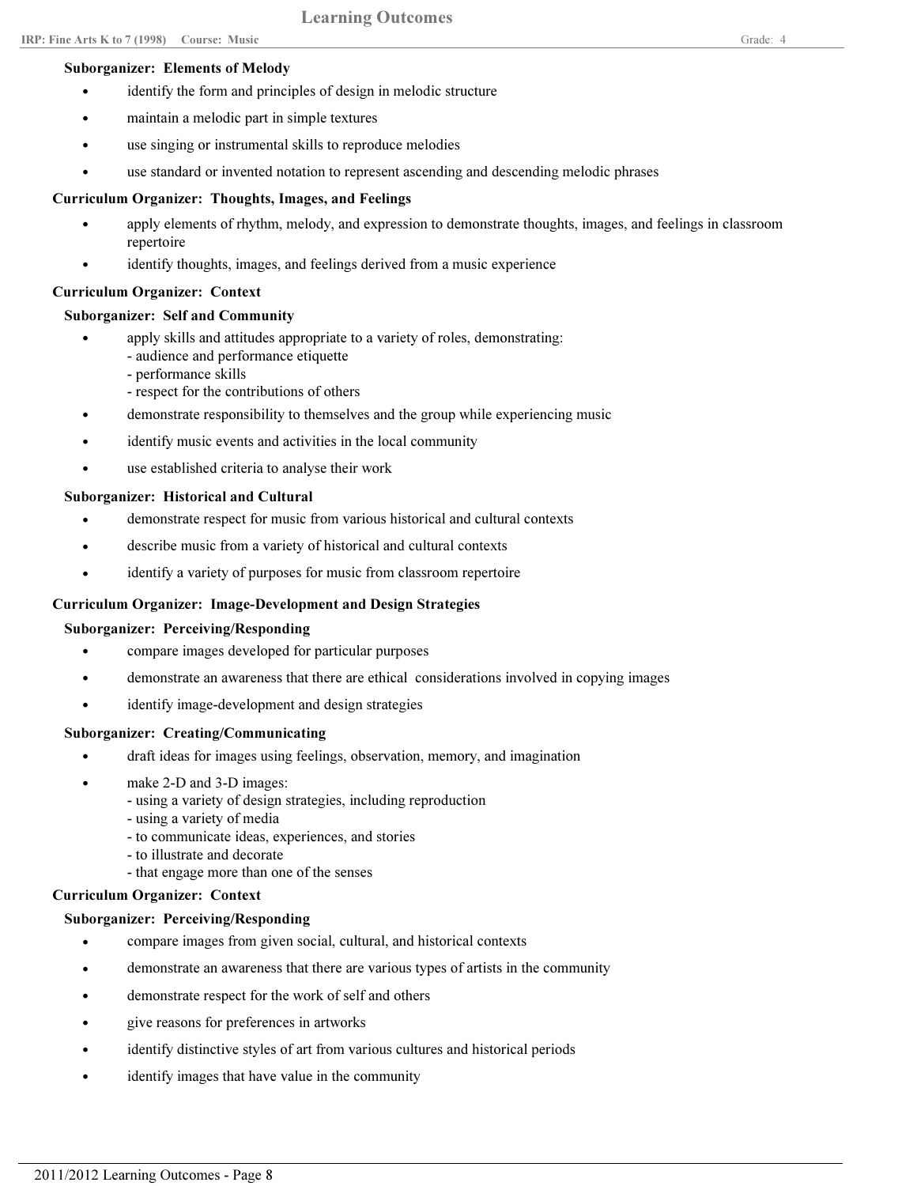### Suborganizer: Elements of Melody

- identify the form and principles of design in melodic structure
- maintain a melodic part in simple textures
- use singing or instrumental skills to reproduce melodies
- use standard or invented notation to represent ascending and descending melodic phrases

## Curriculum Organizer: Thoughts, Images, and Feelings

- apply elements of rhythm, melody, and expression to demonstrate thoughts, images, and feelings in classroom repertoire
- identify thoughts, images, and feelings derived from a music experience

## Curriculum Organizer: Context

### Suborganizer: Self and Community

- apply skills and attitudes appropriate to a variety of roles, demonstrating:
  - audience and performance etiquette
  - performance skills
  - respect for the contributions of others
- demonstrate responsibility to themselves and the group while experiencing music
- identify music events and activities in the local community
- use established criteria to analyse their work

### Suborganizer: Historical and Cultural

- demonstrate respect for music from various historical and cultural contexts
- describe music from a variety of historical and cultural contexts
- identify a variety of purposes for music from classroom repertoire

## Curriculum Organizer: Image-Development and Design Strategies

### Suborganizer: Perceiving/Responding

- compare images developed for particular purposes
- demonstrate an awareness that there are ethical considerations involved in copying images
- identify image-development and design strategies

### Suborganizer: Creating/Communicating

- draft ideas for images using feelings, observation, memory, and imagination
- make 2-D and 3-D images:
  - using a variety of design strategies, including reproduction
  - using a variety of media
  - to communicate ideas, experiences, and stories
  - to illustrate and decorate
  - that engage more than one of the senses

## Curriculum Organizer: Context

### Suborganizer: Perceiving/Responding

- compare images from given social, cultural, and historical contexts
- demonstrate an awareness that there are various types of artists in the community
- demonstrate respect for the work of self and others
- give reasons for preferences in artworks
- identify distinctive styles of art from various cultures and historical periods
- identify images that have value in the community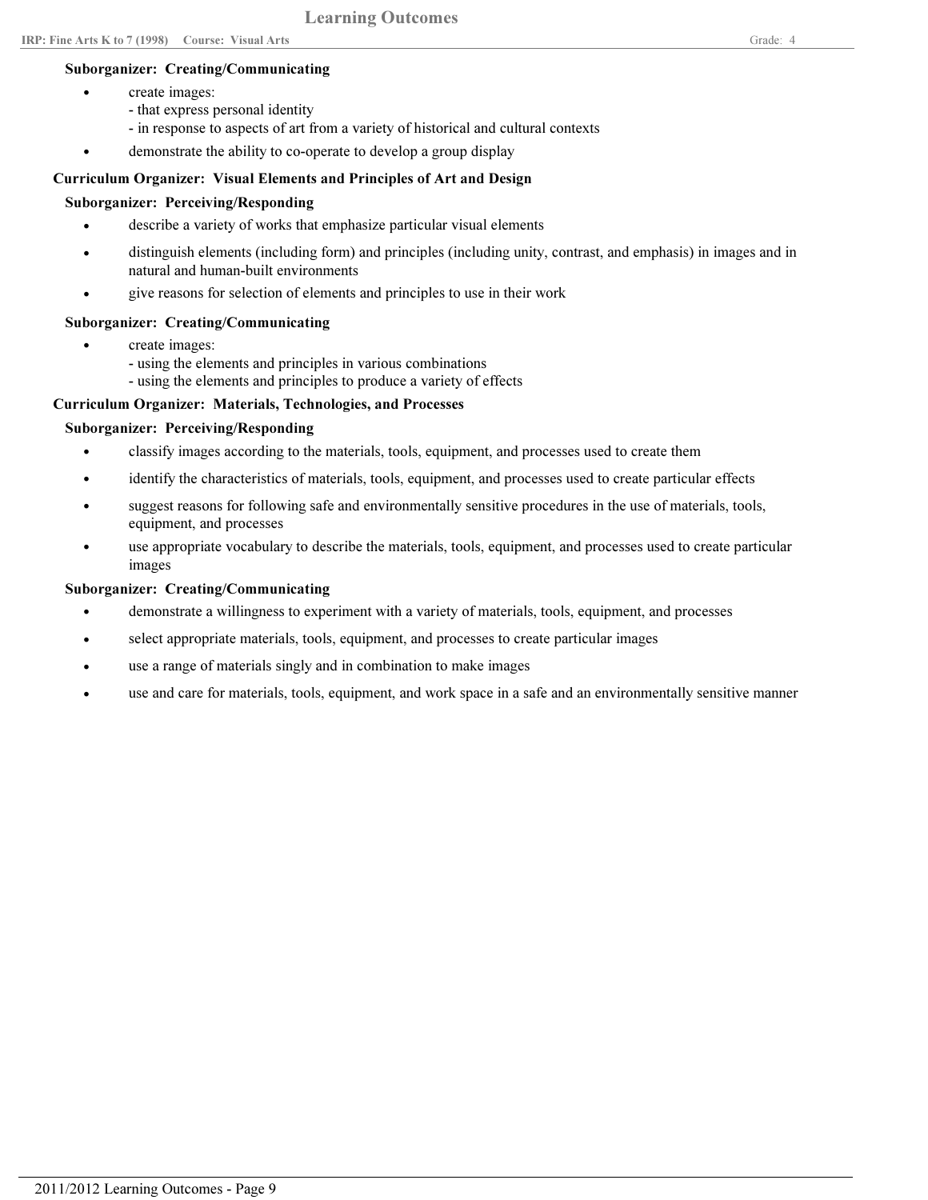#### Suborganizer: Creating/Communicating

- create images:
  - that express personal identity
  - in response to aspects of art from a variety of historical and cultural contexts
- demonstrate the ability to co-operate to develop a group display

### Curriculum Organizer: Visual Elements and Principles of Art and Design

#### Suborganizer: Perceiving/Responding

- describe a variety of works that emphasize particular visual elements
- distinguish elements (including form) and principles (including unity, contrast, and emphasis) in images and in natural and human-built environments
- give reasons for selection of elements and principles to use in their work

#### Suborganizer: Creating/Communicating

- create images:
  - using the elements and principles in various combinations
  - using the elements and principles to produce a variety of effects

### Curriculum Organizer: Materials, Technologies, and Processes

#### Suborganizer: Perceiving/Responding

- classify images according to the materials, tools, equipment, and processes used to create them
- identify the characteristics of materials, tools, equipment, and processes used to create particular effects
- suggest reasons for following safe and environmentally sensitive procedures in the use of materials, tools, equipment, and processes
- use appropriate vocabulary to describe the materials, tools, equipment, and processes used to create particular images

#### Suborganizer: Creating/Communicating

- demonstrate a willingness to experiment with a variety of materials, tools, equipment, and processes
- select appropriate materials, tools, equipment, and processes to create particular images
- use a range of materials singly and in combination to make images
- use and care for materials, tools, equipment, and work space in a safe and an environmentally sensitive manner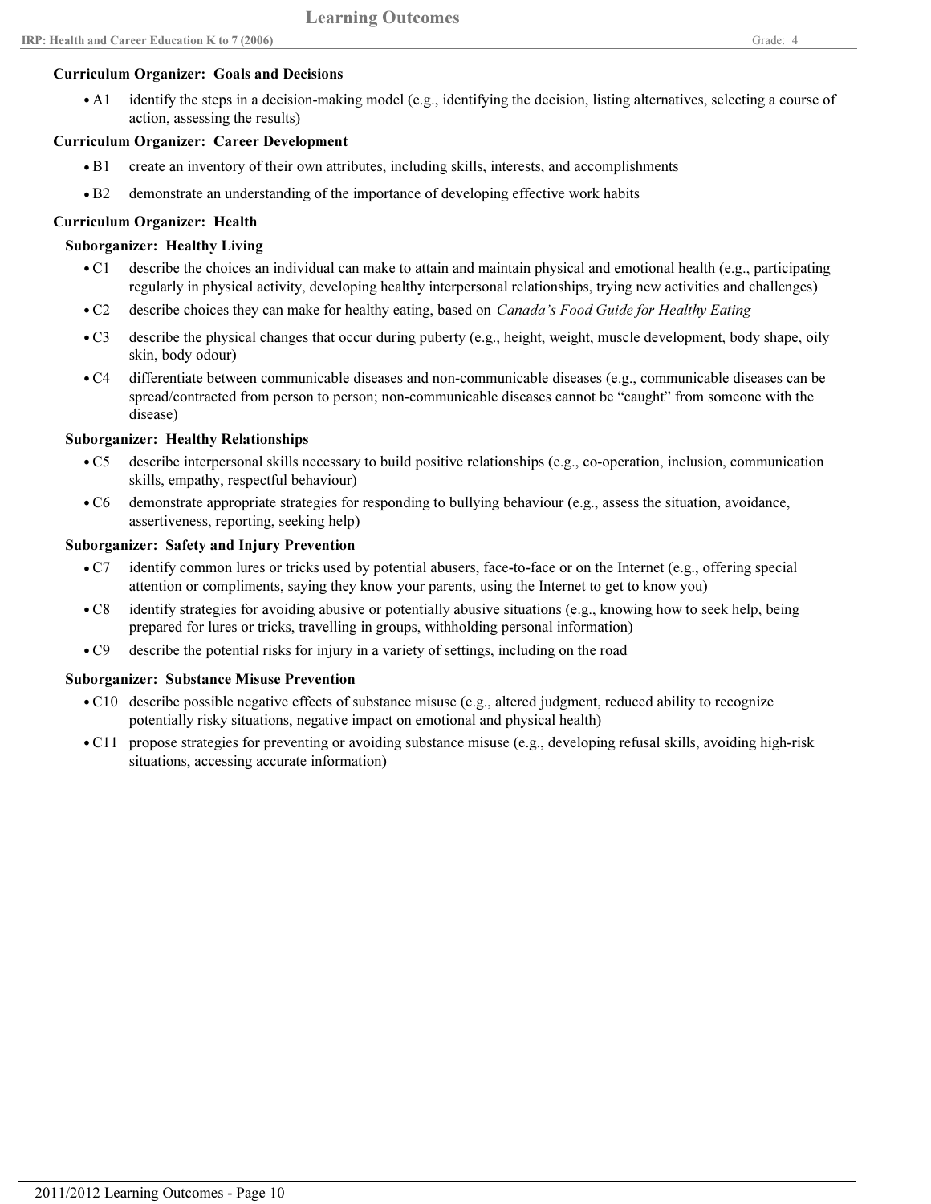# Learning Outcomes

### Curriculum Organizer: Goals and Decisions

- A1 identify the steps in a decision-making model (e.g., identifying the decision, listing alternatives, selecting a course of action, assessing the results)

### Curriculum Organizer: Career Development

- B1 create an inventory of their own attributes, including skills, interests, and accomplishments
- B2 demonstrate an understanding of the importance of developing effective work habits

### Curriculum Organizer: Health

#### Suborganizer: Healthy Living

- C1 describe the choices an individual can make to attain and maintain physical and emotional health (e.g., participating regularly in physical activity, developing healthy interpersonal relationships, trying new activities and challenges)
- C2 describe choices they can make for healthy eating, based on *Canada's Food Guide for Healthy Eating*
- C3 describe the physical changes that occur during puberty (e.g., height, weight, muscle development, body shape, oily skin, body odour)
- C4 differentiate between communicable diseases and non-communicable diseases (e.g., communicable diseases can be spread/contracted from person to person; non-communicable diseases cannot be "caught" from someone with the disease)

#### Suborganizer: Healthy Relationships

- C5 describe interpersonal skills necessary to build positive relationships (e.g., co-operation, inclusion, communication skills, empathy, respectful behaviour)
- C6 demonstrate appropriate strategies for responding to bullying behaviour (e.g., assess the situation, avoidance, assertiveness, reporting, seeking help)

#### Suborganizer: Safety and Injury Prevention

- C7 identify common lures or tricks used by potential abusers, face-to-face or on the Internet (e.g., offering special attention or compliments, saying they know your parents, using the Internet to get to know you)
- C8 identify strategies for avoiding abusive or potentially abusive situations (e.g., knowing how to seek help, being prepared for lures or tricks, travelling in groups, withholding personal information)
- C9 describe the potential risks for injury in a variety of settings, including on the road

#### Suborganizer: Substance Misuse Prevention

- C10 describe possible negative effects of substance misuse (e.g., altered judgment, reduced ability to recognize potentially risky situations, negative impact on emotional and physical health)
- C11 propose strategies for preventing or avoiding substance misuse (e.g., developing refusal skills, avoiding high-risk situations, accessing accurate information)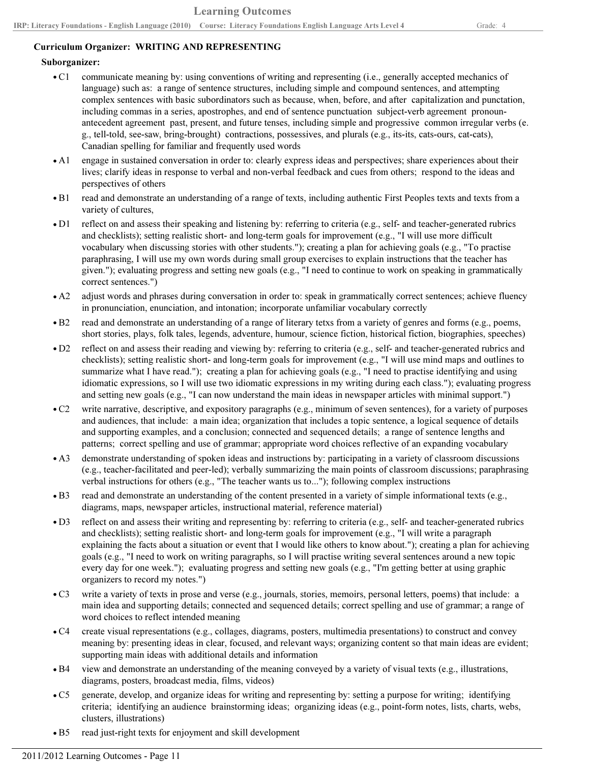# Learning Outcomes

IRP: Literacy Foundations - English Language (2010) Course: Literacy Foundations English Language Arts Level 4 Grade: 4

**Curriculum Organizer: WRITING AND REPRESENTING**

**Suborganizer:**

- C1 communicate meaning by: using conventions of writing and representing (i.e., generally accepted mechanics of language) such as: a range of sentence structures, including simple and compound sentences, and attempting complex sentences with basic subordinators such as because, when, before, and after capitalization and punctation, including commas in a series, apostrophes, and end of sentence punctuation subject-verb agreement pronoun-antecedent agreement past, present, and future tenses, including simple and progressive common irregular verbs (e.g., tell-told, see-saw, bring-brought) contractions, possessives, and plurals (e.g., its-its, cats-ours, cat-cats), Canadian spelling for familiar and frequently used words
- A1 engage in sustained conversation in order to: clearly express ideas and perspectives; share experiences about their lives; clarify ideas in response to verbal and non-verbal feedback and cues from others; respond to the ideas and perspectives of others
- B1 read and demonstrate an understanding of a range of texts, including authentic First Peoples texts and texts from a variety of cultures,
- D1 reflect on and assess their speaking and listening by: referring to criteria (e.g., self- and teacher-generated rubrics and checklists); setting realistic short- and long-term goals for improvement (e.g., "I will use more difficult vocabulary when discussing stories with other students."); creating a plan for achieving goals (e.g., "To practise paraphrasing, I will use my own words during small group exercises to explain instructions that the teacher has given."); evaluating progress and setting new goals (e.g., "I need to continue to work on speaking in grammatically correct sentences.")
- A2 adjust words and phrases during conversation in order to: speak in grammatically correct sentences; achieve fluency in pronunciation, enunciation, and intonation; incorporate unfamiliar vocabulary correctly
- B2 read and demonstrate an understanding of a range of literary tetxs from a variety of genres and forms (e.g., poems, short stories, plays, folk tales, legends, adventure, humour, science fiction, historical fiction, biographies, speeches)
- D2 reflect on and assess their reading and viewing by: referring to criteria (e.g., self- and teacher-generated rubrics and checklists); setting realistic short- and long-term goals for improvement (e.g., "I will use mind maps and outlines to summarize what I have read."); creating a plan for achieving goals (e.g., "I need to practise identifying and using idiomatic expressions, so I will use two idiomatic expressions in my writing during each class."); evaluating progress and setting new goals (e.g., "I can now understand the main ideas in newspaper articles with minimal support.")
- C2 write narrative, descriptive, and expository paragraphs (e.g., minimum of seven sentences), for a variety of purposes and audiences, that include: a main idea; organization that includes a topic sentence, a logical sequence of details and supporting examples, and a conclusion; connected and sequenced details; a range of sentence lengths and patterns; correct spelling and use of grammar; appropriate word choices reflective of an expanding vocabulary
- A3 demonstrate understanding of spoken ideas and instructions by: participating in a variety of classroom discussions (e.g., teacher-facilitated and peer-led); verbally summarizing the main points of classroom discussions; paraphrasing verbal instructions for others (e.g., "The teacher wants us to..."); following complex instructions
- B3 read and demonstrate an understanding of the content presented in a variety of simple informational texts (e.g., diagrams, maps, newspaper articles, instructional material, reference material)
- D3 reflect on and assess their writing and representing by: referring to criteria (e.g., self- and teacher-generated rubrics and checklists); setting realistic short- and long-term goals for improvement (e.g., "I will write a paragraph explaining the facts about a situation or event that I would like others to know about."); creating a plan for achieving goals (e.g., "I need to work on writing paragraphs, so I will practise writing several sentences around a new topic every day for one week."); evaluating progress and setting new goals (e.g., "I'm getting better at using graphic organizers to record my notes.")
- C3 write a variety of texts in prose and verse (e.g., journals, stories, memoirs, personal letters, poems) that include: a main idea and supporting details; connected and sequenced details; correct spelling and use of grammar; a range of word choices to reflect intended meaning
- C4 create visual representations (e.g., collages, diagrams, posters, multimedia presentations) to construct and convey meaning by: presenting ideas in clear, focused, and relevant ways; organizing content so that main ideas are evident; supporting main ideas with additional details and information
- B4 view and demonstrate an understanding of the meaning conveyed by a variety of visual texts (e.g., illustrations, diagrams, posters, broadcast media, films, videos)
- C5 generate, develop, and organize ideas for writing and representing by: setting a purpose for writing; identifying criteria; identifying an audience brainstorming ideas; organizing ideas (e.g., point-form notes, lists, charts, webs, clusters, illustrations)
- B5 read just-right texts for enjoyment and skill development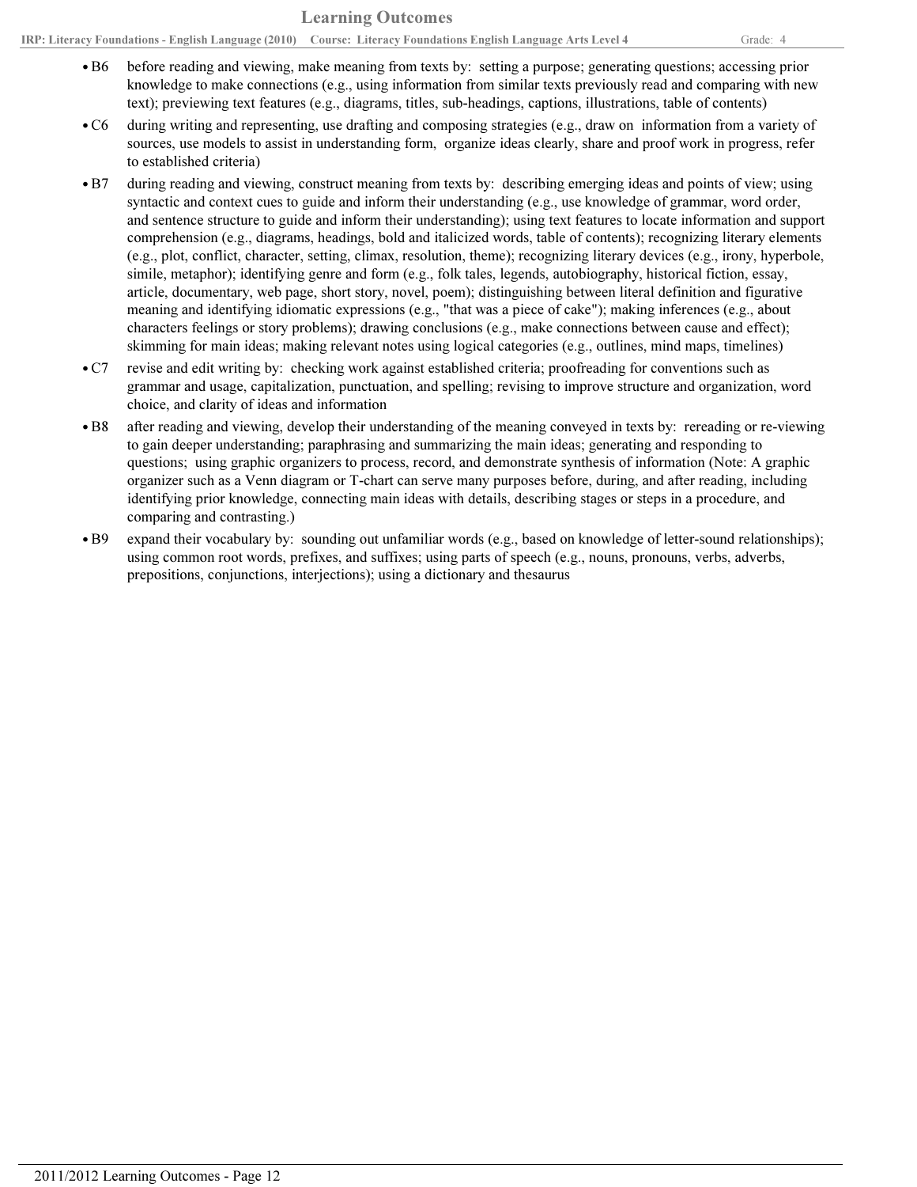- B6 before reading and viewing, make meaning from texts by: setting a purpose; generating questions; accessing prior knowledge to make connections (e.g., using information from similar texts previously read and comparing with new text); previewing text features (e.g., diagrams, titles, sub-headings, captions, illustrations, table of contents)
- C6 during writing and representing, use drafting and composing strategies (e.g., draw on information from a variety of sources, use models to assist in understanding form, organize ideas clearly, share and proof work in progress, refer to established criteria)
- B7 during reading and viewing, construct meaning from texts by: describing emerging ideas and points of view; using syntactic and context cues to guide and inform their understanding (e.g., use knowledge of grammar, word order, and sentence structure to guide and inform their understanding); using text features to locate information and support comprehension (e.g., diagrams, headings, bold and italicized words, table of contents); recognizing literary elements (e.g., plot, conflict, character, setting, climax, resolution, theme); recognizing literary devices (e.g., irony, hyperbole, simile, metaphor); identifying genre and form (e.g., folk tales, legends, autobiography, historical fiction, essay, article, documentary, web page, short story, novel, poem); distinguishing between literal definition and figurative meaning and identifying idiomatic expressions (e.g., "that was a piece of cake"); making inferences (e.g., about characters feelings or story problems); drawing conclusions (e.g., make connections between cause and effect); skimming for main ideas; making relevant notes using logical categories (e.g., outlines, mind maps, timelines)
- C7 revise and edit writing by: checking work against established criteria; proofreading for conventions such as grammar and usage, capitalization, punctuation, and spelling; revising to improve structure and organization, word choice, and clarity of ideas and information
- B8 after reading and viewing, develop their understanding of the meaning conveyed in texts by: rereading or re-viewing to gain deeper understanding; paraphrasing and summarizing the main ideas; generating and responding to questions; using graphic organizers to process, record, and demonstrate synthesis of information (Note: A graphic organizer such as a Venn diagram or T-chart can serve many purposes before, during, and after reading, including identifying prior knowledge, connecting main ideas with details, describing stages or steps in a procedure, and comparing and contrasting.)
- B9 expand their vocabulary by: sounding out unfamiliar words (e.g., based on knowledge of letter-sound relationships); using common root words, prefixes, and suffixes; using parts of speech (e.g., nouns, pronouns, verbs, adverbs, prepositions, conjunctions, interjections); using a dictionary and thesaurus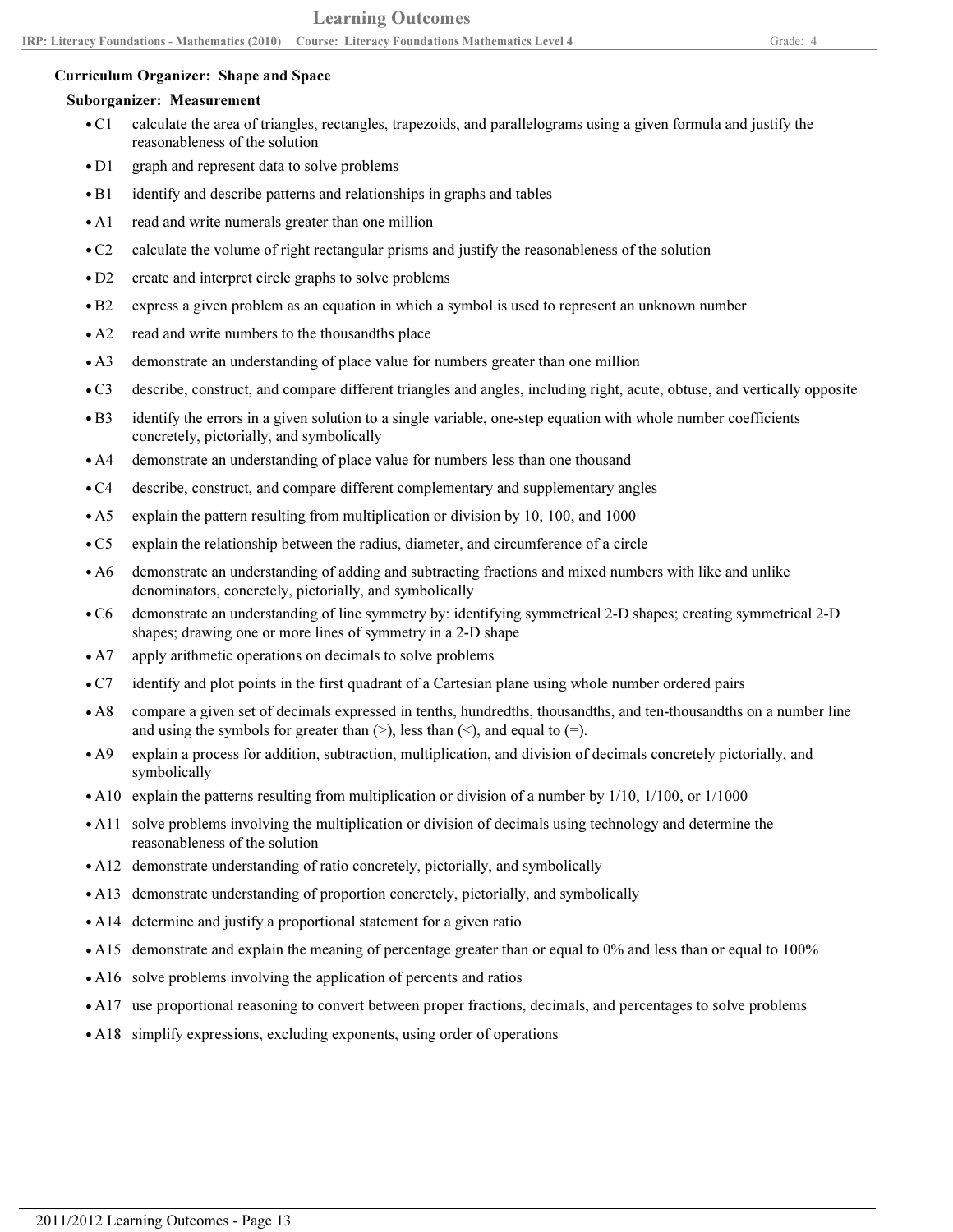# Learning Outcomes

**IRP: Literacy Foundations - Mathematics (2010)** **Course: Literacy Foundations Mathematics Level 4** Grade: 4

**Curriculum Organizer: Shape and Space**

**Suborganizer: Measurement**

- C1 calculate the area of triangles, rectangles, trapezoids, and parallelograms using a given formula and justify the reasonableness of the solution
- D1 graph and represent data to solve problems
- B1 identify and describe patterns and relationships in graphs and tables
- A1 read and write numerals greater than one million
- C2 calculate the volume of right rectangular prisms and justify the reasonableness of the solution
- D2 create and interpret circle graphs to solve problems
- B2 express a given problem as an equation in which a symbol is used to represent an unknown number
- A2 read and write numbers to the thousandths place
- A3 demonstrate an understanding of place value for numbers greater than one million
- C3 describe, construct, and compare different triangles and angles, including right, acute, obtuse, and vertically opposite
- B3 identify the errors in a given solution to a single variable, one-step equation with whole number coefficients concretely, pictorially, and symbolically
- A4 demonstrate an understanding of place value for numbers less than one thousand
- C4 describe, construct, and compare different complementary and supplementary angles
- A5 explain the pattern resulting from multiplication or division by 10, 100, and 1000
- C5 explain the relationship between the radius, diameter, and circumference of a circle
- A6 demonstrate an understanding of adding and subtracting fractions and mixed numbers with like and unlike denominators, concretely, pictorially, and symbolically
- C6 demonstrate an understanding of line symmetry by: identifying symmetrical 2-D shapes; creating symmetrical 2-D shapes; drawing one or more lines of symmetry in a 2-D shape
- A7 apply arithmetic operations on decimals to solve problems
- C7 identify and plot points in the first quadrant of a Cartesian plane using whole number ordered pairs
- A8 compare a given set of decimals expressed in tenths, hundredths, thousandths, and ten-thousandths on a number line and using the symbols for greater than (>), less than (<), and equal to (=).
- A9 explain a process for addition, subtraction, multiplication, and division of decimals concretely pictorially, and symbolically
- A10 explain the patterns resulting from multiplication or division of a number by 1/10, 1/100, or 1/1000
- A11 solve problems involving the multiplication or division of decimals using technology and determine the reasonableness of the solution
- A12 demonstrate understanding of ratio concretely, pictorially, and symbolically
- A13 demonstrate understanding of proportion concretely, pictorially, and symbolically
- A14 determine and justify a proportional statement for a given ratio
- A15 demonstrate and explain the meaning of percentage greater than or equal to 0% and less than or equal to 100%
- A16 solve problems involving the application of percents and ratios
- A17 use proportional reasoning to convert between proper fractions, decimals, and percentages to solve problems
- A18 simplify expressions, excluding exponents, using order of operations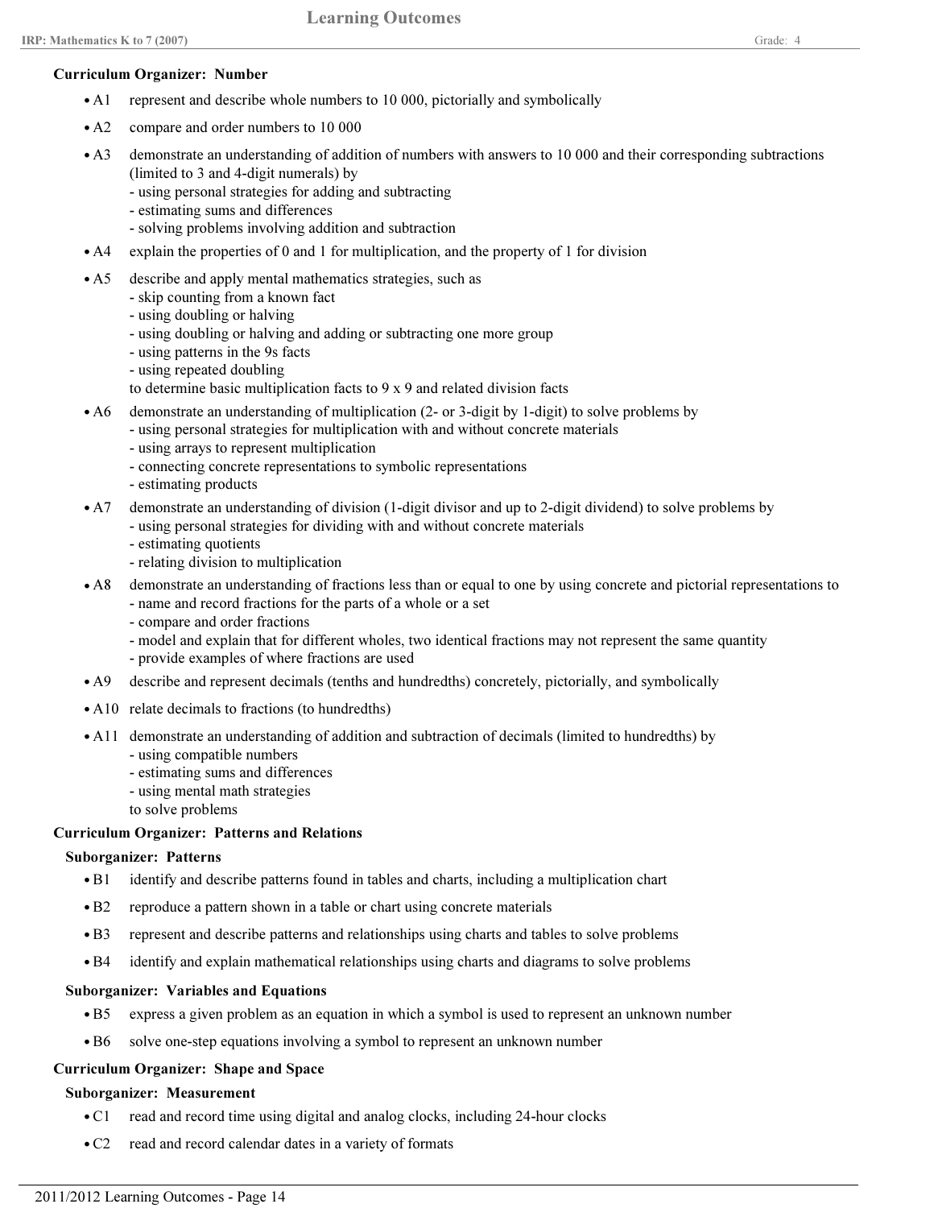**Curriculum Organizer: Number**

- A1 represent and describe whole numbers to 10 000, pictorially and symbolically
- A2 compare and order numbers to 10 000
- A3 demonstrate an understanding of addition of numbers with answers to 10 000 and their corresponding subtractions (limited to 3 and 4-digit numerals) by
  - using personal strategies for adding and subtracting
  - estimating sums and differences
  - solving problems involving addition and subtraction
- A4 explain the properties of 0 and 1 for multiplication, and the property of 1 for division
- A5 describe and apply mental mathematics strategies, such as
  - skip counting from a known fact
  - using doubling or halving
  - using doubling or halving and adding or subtracting one more group
  - using patterns in the 9s facts
  - using repeated doubling

  to determine basic multiplication facts to 9 x 9 and related division facts
- A6 demonstrate an understanding of multiplication (2- or 3-digit by 1-digit) to solve problems by
  - using personal strategies for multiplication with and without concrete materials
  - using arrays to represent multiplication
  - connecting concrete representations to symbolic representations
  - estimating products
- A7 demonstrate an understanding of division (1-digit divisor and up to 2-digit dividend) to solve problems by
  - using personal strategies for dividing with and without concrete materials
  - estimating quotients
  - relating division to multiplication
- A8 demonstrate an understanding of fractions less than or equal to one by using concrete and pictorial representations to
  - name and record fractions for the parts of a whole or a set
  - compare and order fractions
  - model and explain that for different wholes, two identical fractions may not represent the same quantity
  - provide examples of where fractions are used
- A9 describe and represent decimals (tenths and hundredths) concretely, pictorially, and symbolically
- A10 relate decimals to fractions (to hundredths)
- A11 demonstrate an understanding of addition and subtraction of decimals (limited to hundredths) by
  - using compatible numbers
  - estimating sums and differences
  - using mental math strategies

  to solve problems

**Curriculum Organizer: Patterns and Relations**

**Suborganizer: Patterns**

- B1 identify and describe patterns found in tables and charts, including a multiplication chart
- B2 reproduce a pattern shown in a table or chart using concrete materials
- B3 represent and describe patterns and relationships using charts and tables to solve problems
- B4 identify and explain mathematical relationships using charts and diagrams to solve problems

**Suborganizer: Variables and Equations**

- B5 express a given problem as an equation in which a symbol is used to represent an unknown number
- B6 solve one-step equations involving a symbol to represent an unknown number

**Curriculum Organizer: Shape and Space**

**Suborganizer: Measurement**

- C1 read and record time using digital and analog clocks, including 24-hour clocks
- C2 read and record calendar dates in a variety of formats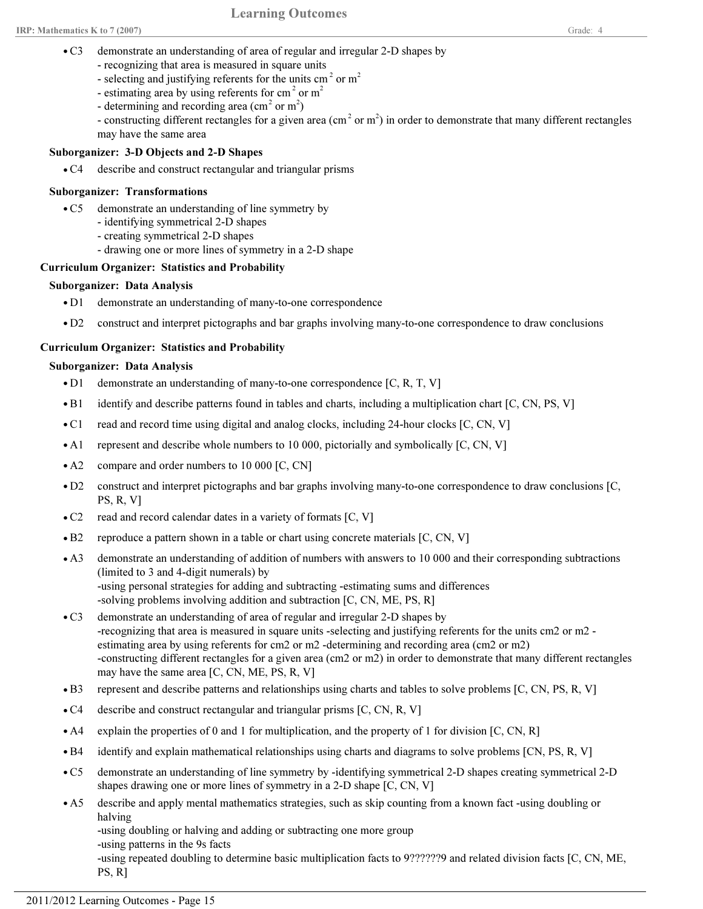- C3 demonstrate an understanding of area of regular and irregular 2-D shapes by
  - recognizing that area is measured in square units
  - selecting and justifying referents for the units $cm^2$ or $m^2$
  - estimating area by using referents for $cm^2$ or $m^2$
  - determining and recording area ($cm^2$ or $m^2$)
  - constructing different rectangles for a given area ($cm^2$ or $m^2$) in order to demonstrate that many different rectangles may have the same area

**Suborganizer: 3-D Objects and 2-D Shapes**

- C4 describe and construct rectangular and triangular prisms

**Suborganizer: Transformations**

- C5 demonstrate an understanding of line symmetry by
  - identifying symmetrical 2-D shapes
  - creating symmetrical 2-D shapes
  - drawing one or more lines of symmetry in a 2-D shape

**Curriculum Organizer: Statistics and Probability**

**Suborganizer: Data Analysis**

- D1 demonstrate an understanding of many-to-one correspondence
- D2 construct and interpret pictographs and bar graphs involving many-to-one correspondence to draw conclusions

**Curriculum Organizer: Statistics and Probability**

**Suborganizer: Data Analysis**

- D1 demonstrate an understanding of many-to-one correspondence [C, R, T, V]
- B1 identify and describe patterns found in tables and charts, including a multiplication chart [C, CN, PS, V]
- C1 read and record time using digital and analog clocks, including 24-hour clocks [C, CN, V]
- A1 represent and describe whole numbers to 10 000, pictorially and symbolically [C, CN, V]
- A2 compare and order numbers to 10 000 [C, CN]
- D2 construct and interpret pictographs and bar graphs involving many-to-one correspondence to draw conclusions [C, PS, R, V]
- C2 read and record calendar dates in a variety of formats [C, V]
- B2 reproduce a pattern shown in a table or chart using concrete materials [C, CN, V]
- A3 demonstrate an understanding of addition of numbers with answers to 10 000 and their corresponding subtractions (limited to 3 and 4-digit numerals) by
  -using personal strategies for adding and subtracting -estimating sums and differences
  -solving problems involving addition and subtraction [C, CN, ME, PS, R]
- C3 demonstrate an understanding of area of regular and irregular 2-D shapes by
  -recognizing that area is measured in square units -selecting and justifying referents for the units cm2 or m2 -estimating area by using referents for cm2 or m2 -determining and recording area (cm2 or m2)
  -constructing different rectangles for a given area (cm2 or m2) in order to demonstrate that many different rectangles may have the same area [C, CN, ME, PS, R, V]
- B3 represent and describe patterns and relationships using charts and tables to solve problems [C, CN, PS, R, V]
- C4 describe and construct rectangular and triangular prisms [C, CN, R, V]
- A4 explain the properties of 0 and 1 for multiplication, and the property of 1 for division [C, CN, R]
- B4 identify and explain mathematical relationships using charts and diagrams to solve problems [CN, PS, R, V]
- C5 demonstrate an understanding of line symmetry by -identifying symmetrical 2-D shapes creating symmetrical 2-D shapes drawing one or more lines of symmetry in a 2-D shape [C, CN, V]
- A5 describe and apply mental mathematics strategies, such as skip counting from a known fact -using doubling or halving
  -using doubling or halving and adding or subtracting one more group
  -using patterns in the 9s facts
  -using repeated doubling to determine basic multiplication facts to 9??????9 and related division facts [C, CN, ME, PS, R]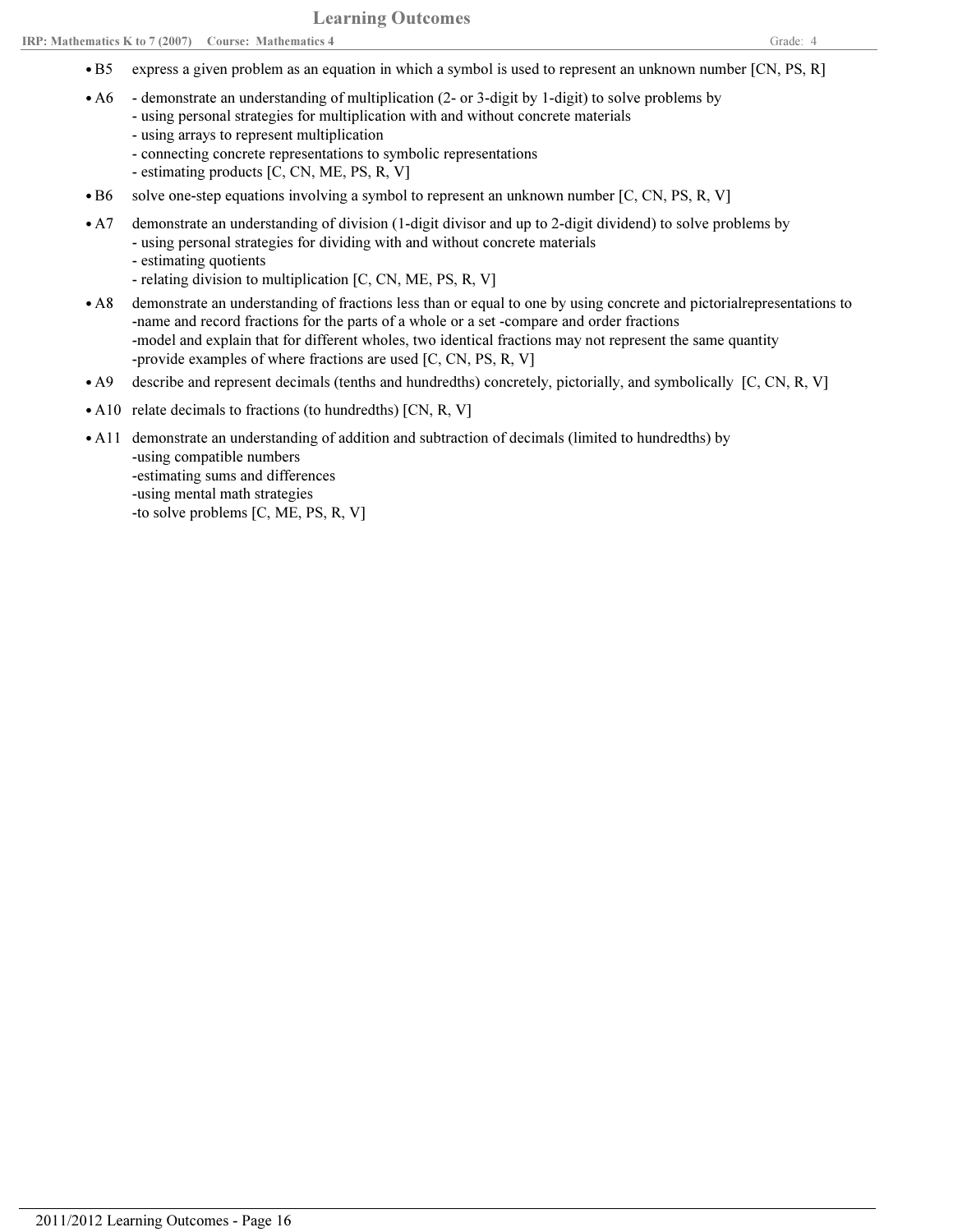- B5 express a given problem as an equation in which a symbol is used to represent an unknown number [CN, PS, R]
- A6 - demonstrate an understanding of multiplication (2- or 3-digit by 1-digit) to solve problems by
  - using personal strategies for multiplication with and without concrete materials
  - using arrays to represent multiplication
  - connecting concrete representations to symbolic representations
  - estimating products [C, CN, ME, PS, R, V]
- B6 solve one-step equations involving a symbol to represent an unknown number [C, CN, PS, R, V]
- A7 demonstrate an understanding of division (1-digit divisor and up to 2-digit dividend) to solve problems by
  - using personal strategies for dividing with and without concrete materials
  - estimating quotients
  - relating division to multiplication [C, CN, ME, PS, R, V]
- A8 demonstrate an understanding of fractions less than or equal to one by using concrete and pictorialrepresentations to
  -name and record fractions for the parts of a whole or a set -compare and order fractions
  -model and explain that for different wholes, two identical fractions may not represent the same quantity
  -provide examples of where fractions are used [C, CN, PS, R, V]
- A9 describe and represent decimals (tenths and hundredths) concretely, pictorially, and symbolically [C, CN, R, V]
- A10 relate decimals to fractions (to hundredths) [CN, R, V]
- A11 demonstrate an understanding of addition and subtraction of decimals (limited to hundredths) by
  -using compatible numbers
  -estimating sums and differences
  -using mental math strategies
  -to solve problems [C, ME, PS, R, V]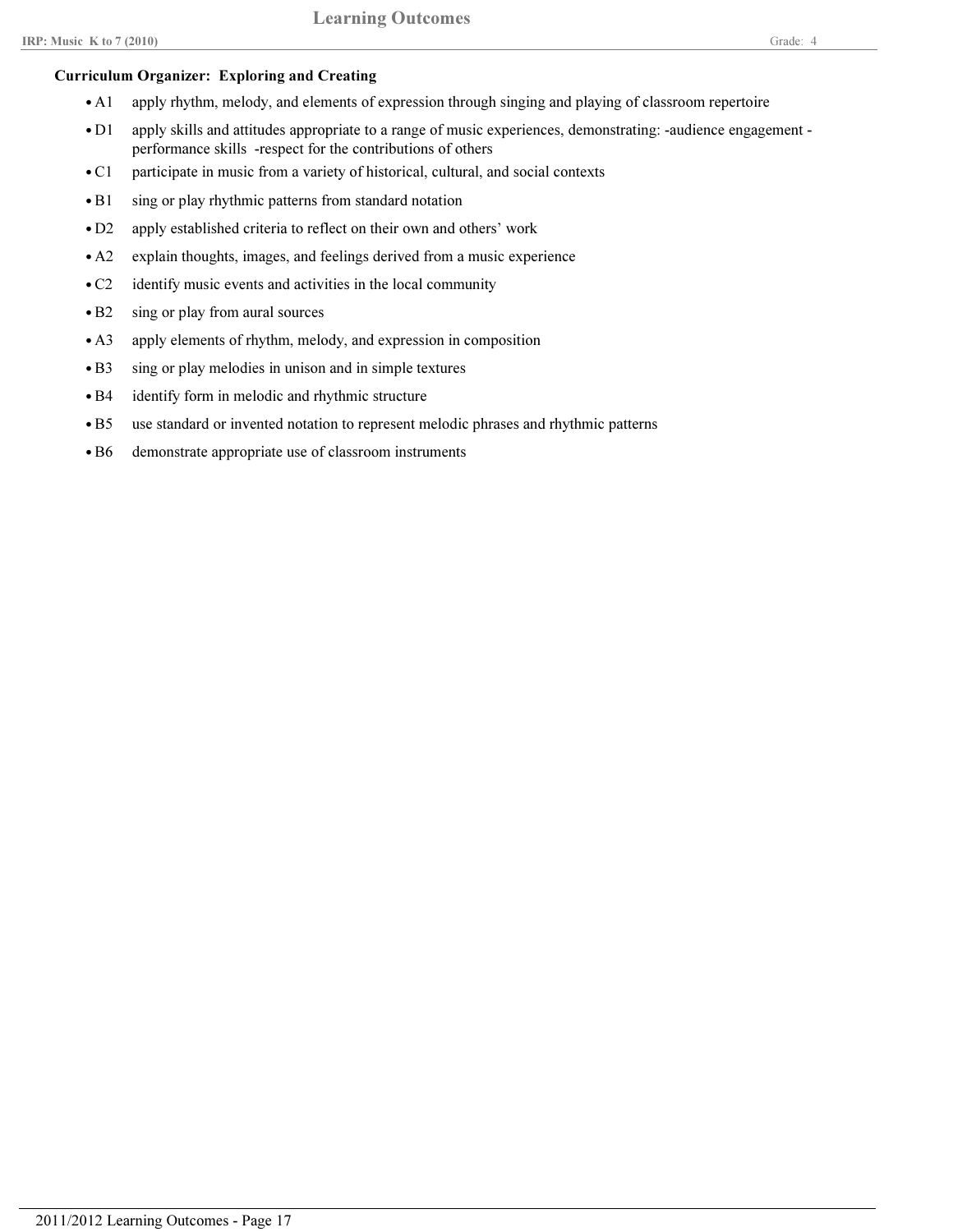## Learning Outcomes

**IRP: Music K to 7 (2010)** Grade: 4

**Curriculum Organizer: Exploring and Creating**

- A1 apply rhythm, melody, and elements of expression through singing and playing of classroom repertoire
- D1 apply skills and attitudes appropriate to a range of music experiences, demonstrating: -audience engagement -performance skills -respect for the contributions of others
- C1 participate in music from a variety of historical, cultural, and social contexts
- B1 sing or play rhythmic patterns from standard notation
- D2 apply established criteria to reflect on their own and others' work
- A2 explain thoughts, images, and feelings derived from a music experience
- C2 identify music events and activities in the local community
- B2 sing or play from aural sources
- A3 apply elements of rhythm, melody, and expression in composition
- B3 sing or play melodies in unison and in simple textures
- B4 identify form in melodic and rhythmic structure
- B5 use standard or invented notation to represent melodic phrases and rhythmic patterns
- B6 demonstrate appropriate use of classroom instruments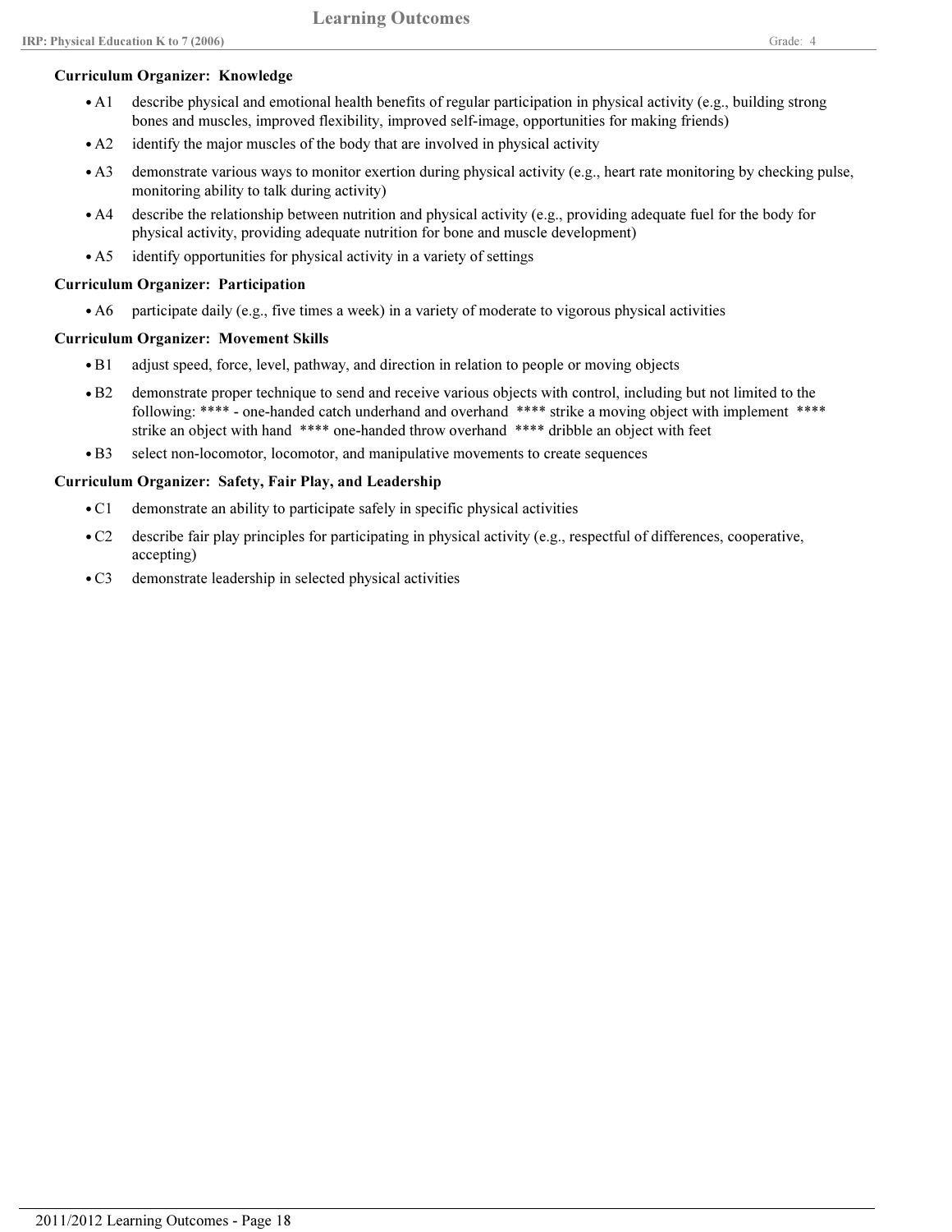### Curriculum Organizer: Knowledge

- A1 describe physical and emotional health benefits of regular participation in physical activity (e.g., building strong bones and muscles, improved flexibility, improved self-image, opportunities for making friends)
- A2 identify the major muscles of the body that are involved in physical activity
- A3 demonstrate various ways to monitor exertion during physical activity (e.g., heart rate monitoring by checking pulse, monitoring ability to talk during activity)
- A4 describe the relationship between nutrition and physical activity (e.g., providing adequate fuel for the body for physical activity, providing adequate nutrition for bone and muscle development)
- A5 identify opportunities for physical activity in a variety of settings

### Curriculum Organizer: Participation

- A6 participate daily (e.g., five times a week) in a variety of moderate to vigorous physical activities

### Curriculum Organizer: Movement Skills

- B1 adjust speed, force, level, pathway, and direction in relation to people or moving objects
- B2 demonstrate proper technique to send and receive various objects with control, including but not limited to the following: **** - one-handed catch underhand and overhand **** strike a moving object with implement **** strike an object with hand **** one-handed throw overhand **** dribble an object with feet
- B3 select non-locomotor, locomotor, and manipulative movements to create sequences

### Curriculum Organizer: Safety, Fair Play, and Leadership

- C1 demonstrate an ability to participate safely in specific physical activities
- C2 describe fair play principles for participating in physical activity (e.g., respectful of differences, cooperative, accepting)
- C3 demonstrate leadership in selected physical activities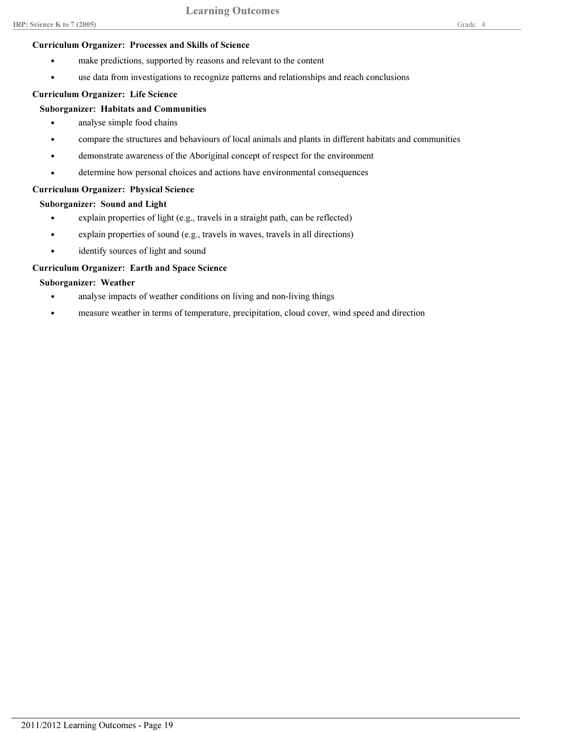# Learning Outcomes

**Curriculum Organizer: Processes and Skills of Science**

- make predictions, supported by reasons and relevant to the content
- use data from investigations to recognize patterns and relationships and reach conclusions

**Curriculum Organizer: Life Science**

**Suborganizer: Habitats and Communities**

- analyse simple food chains
- compare the structures and behaviours of local animals and plants in different habitats and communities
- demonstrate awareness of the Aboriginal concept of respect for the environment
- determine how personal choices and actions have environmental consequences

**Curriculum Organizer: Physical Science**

**Suborganizer: Sound and Light**

- explain properties of light (e.g., travels in a straight path, can be reflected)
- explain properties of sound (e.g., travels in waves, travels in all directions)
- identify sources of light and sound

**Curriculum Organizer: Earth and Space Science**

**Suborganizer: Weather**

- analyse impacts of weather conditions on living and non-living things
- measure weather in terms of temperature, precipitation, cloud cover, wind speed and direction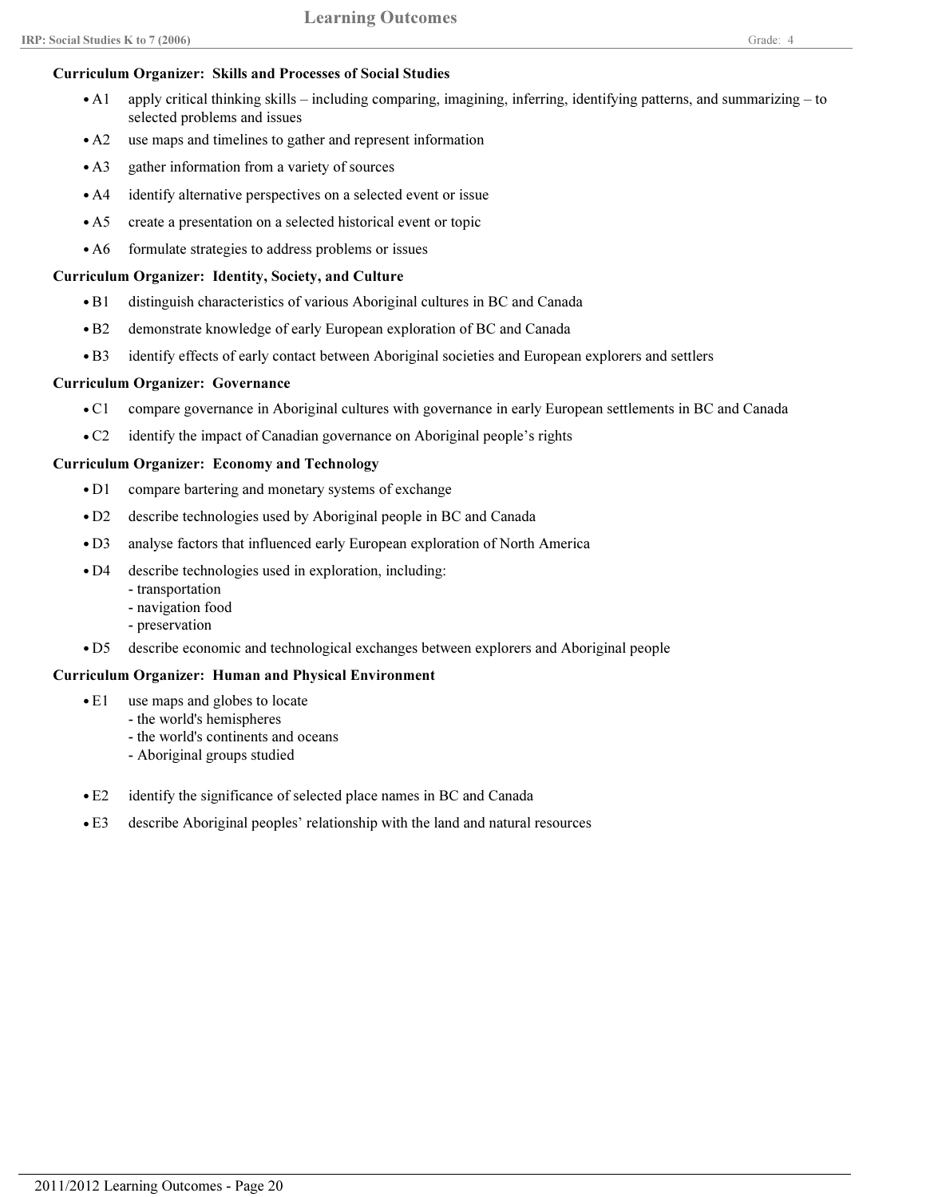# Learning Outcomes

**IRP: Social Studies K to 7 (2006)** Grade: 4

### Curriculum Organizer: Skills and Processes of Social Studies

- A1 apply critical thinking skills – including comparing, imagining, inferring, identifying patterns, and summarizing – to selected problems and issues
- A2 use maps and timelines to gather and represent information
- A3 gather information from a variety of sources
- A4 identify alternative perspectives on a selected event or issue
- A5 create a presentation on a selected historical event or topic
- A6 formulate strategies to address problems or issues

### Curriculum Organizer: Identity, Society, and Culture

- B1 distinguish characteristics of various Aboriginal cultures in BC and Canada
- B2 demonstrate knowledge of early European exploration of BC and Canada
- B3 identify effects of early contact between Aboriginal societies and European explorers and settlers

### Curriculum Organizer: Governance

- C1 compare governance in Aboriginal cultures with governance in early European settlements in BC and Canada
- C2 identify the impact of Canadian governance on Aboriginal people's rights

### Curriculum Organizer: Economy and Technology

- D1 compare bartering and monetary systems of exchange
- D2 describe technologies used by Aboriginal people in BC and Canada
- D3 analyse factors that influenced early European exploration of North America
- D4 describe technologies used in exploration, including:
  - transportation
  - navigation food
  - preservation
- D5 describe economic and technological exchanges between explorers and Aboriginal people

### Curriculum Organizer: Human and Physical Environment

- E1 use maps and globes to locate
  - the world's hemispheres
  - the world's continents and oceans
  - Aboriginal groups studied
- E2 identify the significance of selected place names in BC and Canada
- E3 describe Aboriginal peoples' relationship with the land and natural resources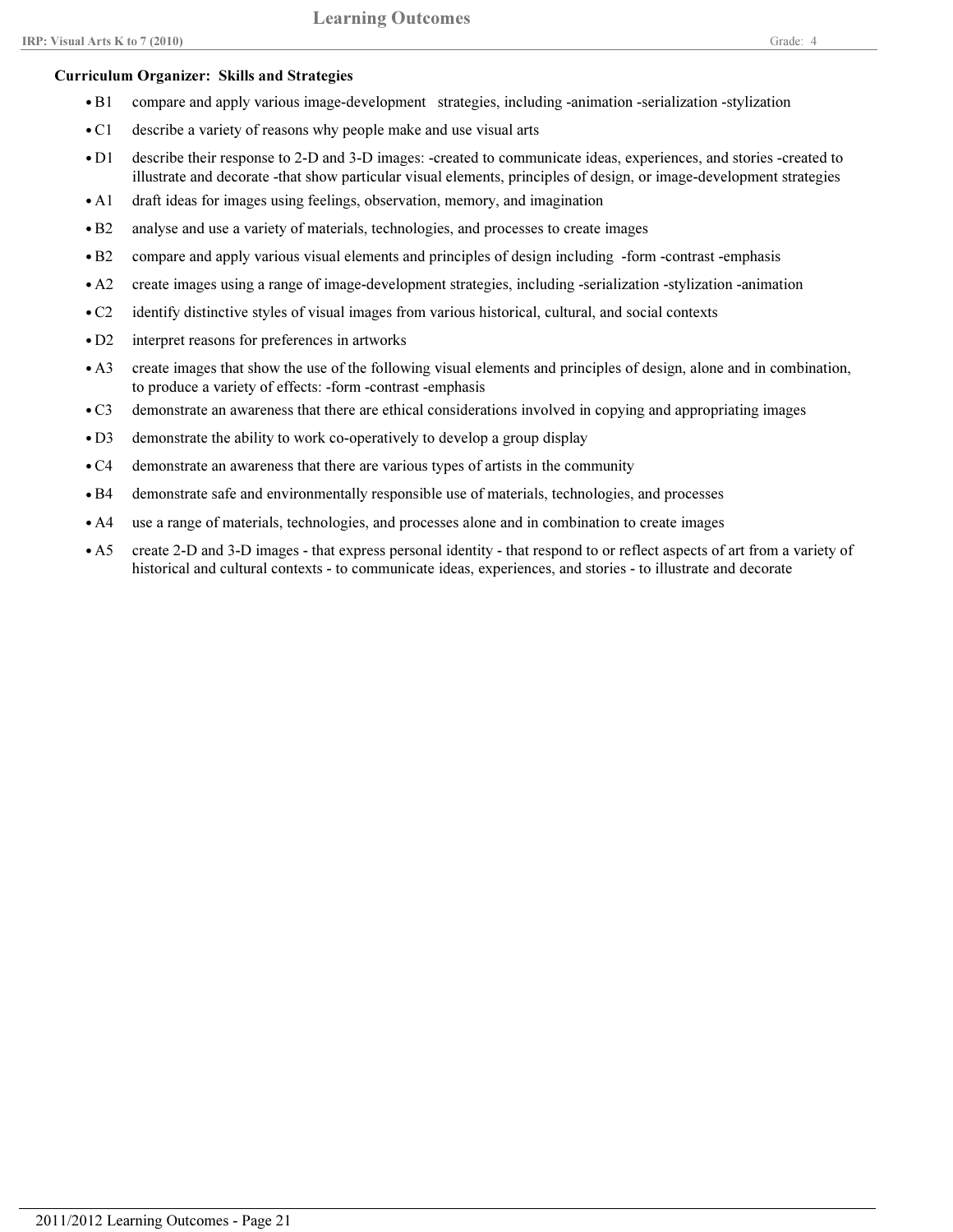**Curriculum Organizer: Skills and Strategies**

- B1 compare and apply various image-development strategies, including -animation -serialization -stylization
- C1 describe a variety of reasons why people make and use visual arts
- D1 describe their response to 2-D and 3-D images: -created to communicate ideas, experiences, and stories -created to illustrate and decorate -that show particular visual elements, principles of design, or image-development strategies
- A1 draft ideas for images using feelings, observation, memory, and imagination
- B2 analyse and use a variety of materials, technologies, and processes to create images
- B2 compare and apply various visual elements and principles of design including -form -contrast -emphasis
- A2 create images using a range of image-development strategies, including -serialization -stylization -animation
- C2 identify distinctive styles of visual images from various historical, cultural, and social contexts
- D2 interpret reasons for preferences in artworks
- A3 create images that show the use of the following visual elements and principles of design, alone and in combination, to produce a variety of effects: -form -contrast -emphasis
- C3 demonstrate an awareness that there are ethical considerations involved in copying and appropriating images
- D3 demonstrate the ability to work co-operatively to develop a group display
- C4 demonstrate an awareness that there are various types of artists in the community
- B4 demonstrate safe and environmentally responsible use of materials, technologies, and processes
- A4 use a range of materials, technologies, and processes alone and in combination to create images
- A5 create 2-D and 3-D images - that express personal identity - that respond to or reflect aspects of art from a variety of historical and cultural contexts - to communicate ideas, experiences, and stories - to illustrate and decorate